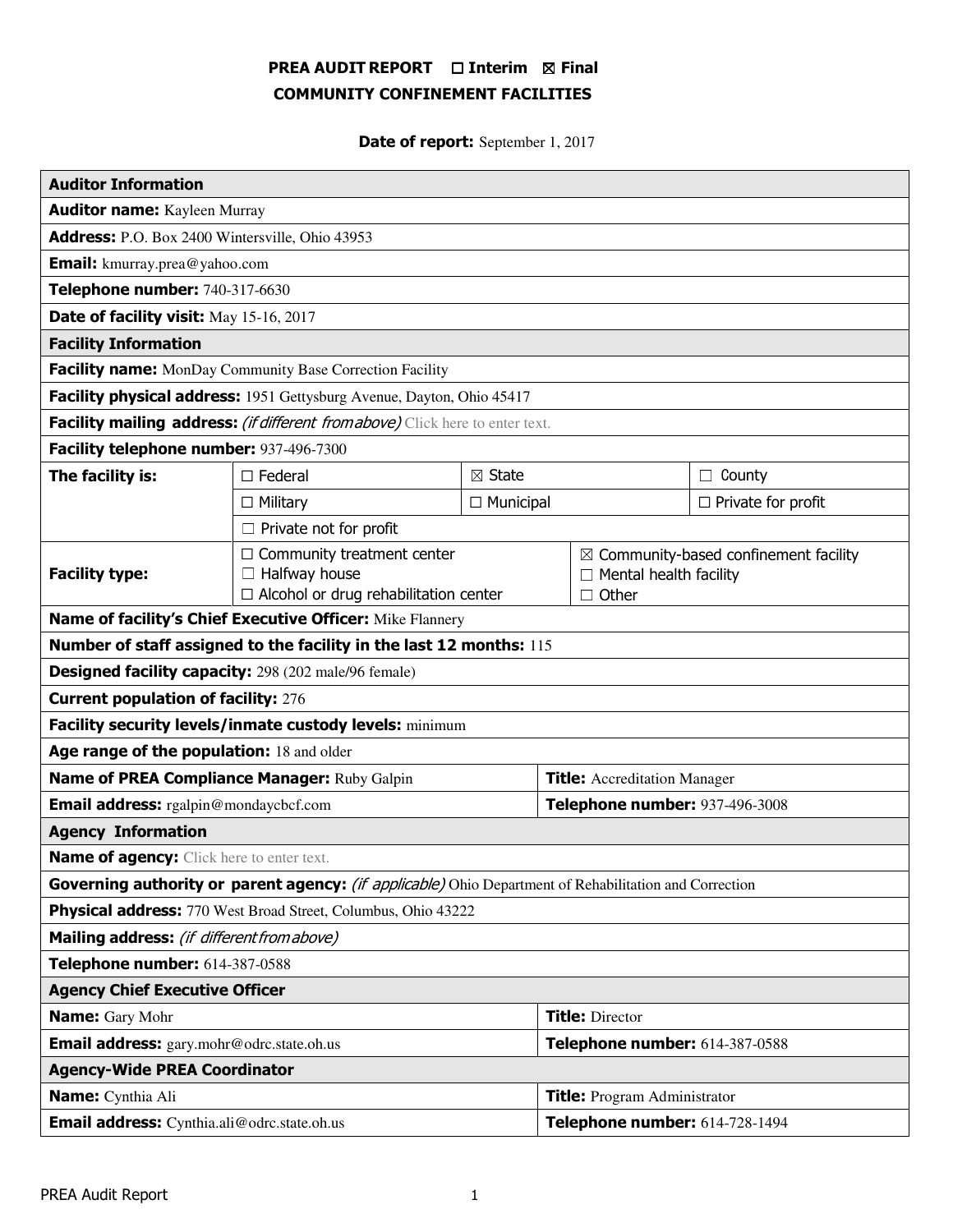# PREA AUDIT REPORT ☐ Interim ☒ Final
## COMMUNITY CONFINEMENT FACILITIES

**Date of report:** September 1, 2017

| **Auditor Information** | | | |
|---|---|---|---|
| **Auditor name:** Kayleen Murray | | | |
| **Address:** P.O. Box 2400 Wintersville, Ohio 43953 | | | |
| **Email:** kmurray.prea@yahoo.com | | | |
| **Telephone number:** 740-317-6630 | | | |
| **Date of facility visit:** May 15-16, 2017 | | | |
| **Facility Information** | | | |
| **Facility name:** MonDay Community Base Correction Facility | | | |
| **Facility physical address:** 1951 Gettysburg Avenue, Dayton, Ohio 45417 | | | |
| **Facility mailing address:** *(if different from above)* Click here to enter text. | | | |
| **Facility telephone number:** 937-496-7300 | | | |
| **The facility is:** | ☐ Federal | ☒ State | ☐ County |
| | ☐ Military | ☐ Municipal | ☐ Private for profit |
| | ☐ Private not for profit | | |
| **Facility type:** | ☐ Community treatment center<br>☐ Halfway house<br>☐ Alcohol or drug rehabilitation center | ☒ Community-based confinement facility<br>☐ Mental health facility<br>☐ Other | |
| **Name of facility's Chief Executive Officer:** Mike Flannery | | | |
| **Number of staff assigned to the facility in the last 12 months:** 115 | | | |
| **Designed facility capacity:** 298 (202 male/96 female) | | | |
| **Current population of facility:** 276 | | | |
| **Facility security levels/inmate custody levels:** minimum | | | |
| **Age range of the population:** 18 and older | | | |
| **Name of PREA Compliance Manager:** Ruby Galpin | | **Title:** Accreditation Manager | |
| **Email address:** rgalpin@mondaycbcf.com | | **Telephone number:** 937-496-3008 | |
| **Agency Information** | | | |
| **Name of agency:** Click here to enter text. | | | |
| **Governing authority or parent agency:** *(if applicable)* Ohio Department of Rehabilitation and Correction | | | |
| **Physical address:** 770 West Broad Street, Columbus, Ohio 43222 | | | |
| **Mailing address:** *(if different from above)* | | | |
| **Telephone number:** 614-387-0588 | | | |
| **Agency Chief Executive Officer** | | | |
| **Name:** Gary Mohr | | **Title:** Director | |
| **Email address:** gary.mohr@odrc.state.oh.us | | **Telephone number:** 614-387-0588 | |
| **Agency-Wide PREA Coordinator** | | | |
| **Name:** Cynthia Ali | | **Title:** Program Administrator | |
| **Email address:** Cynthia.ali@odrc.state.oh.us | | **Telephone number:** 614-728-1494 | |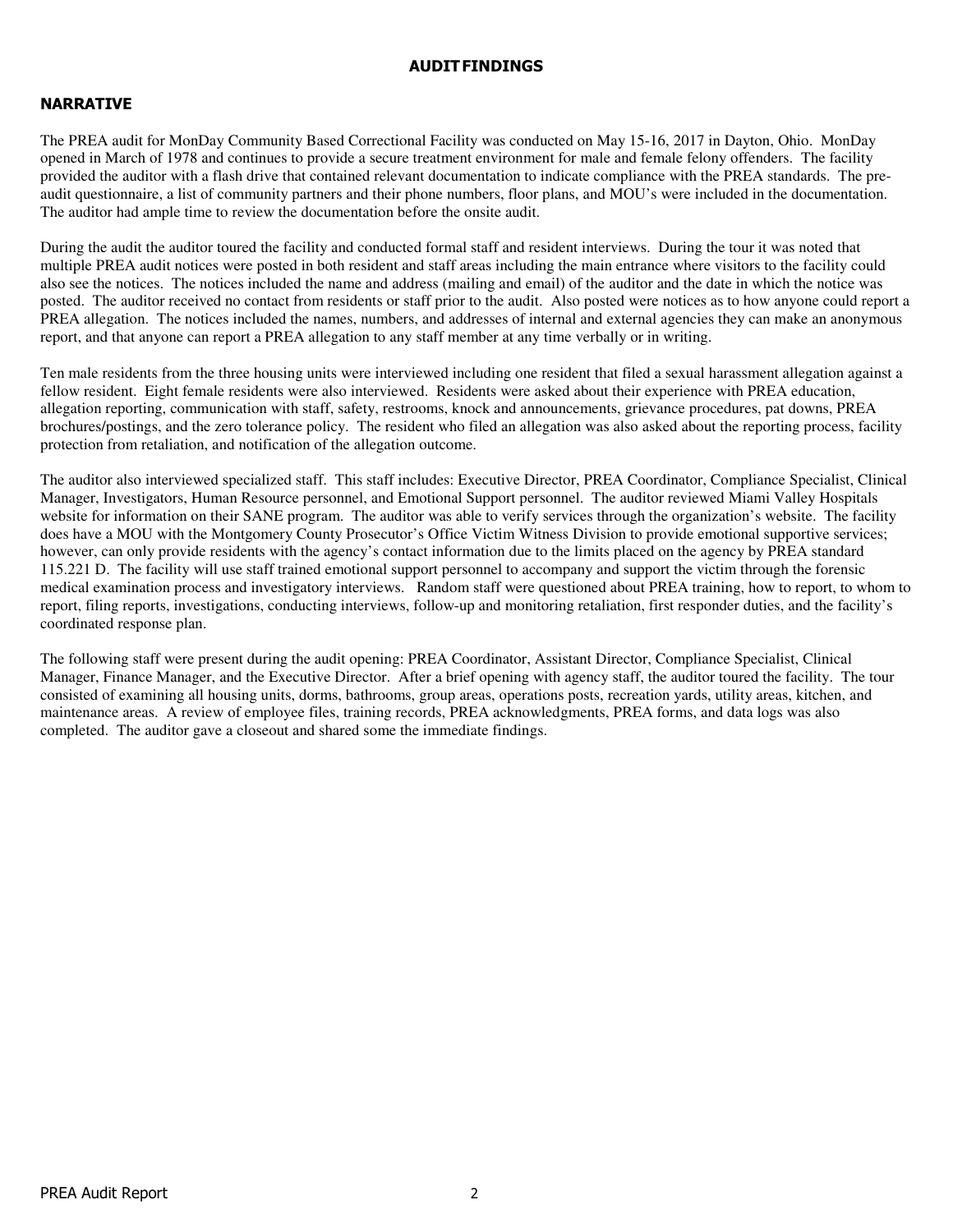# AUDIT FINDINGS

## NARRATIVE

The PREA audit for MonDay Community Based Correctional Facility was conducted on May 15-16, 2017 in Dayton, Ohio. MonDay opened in March of 1978 and continues to provide a secure treatment environment for male and female felony offenders. The facility provided the auditor with a flash drive that contained relevant documentation to indicate compliance with the PREA standards. The pre-audit questionnaire, a list of community partners and their phone numbers, floor plans, and MOU's were included in the documentation. The auditor had ample time to review the documentation before the onsite audit.

During the audit the auditor toured the facility and conducted formal staff and resident interviews. During the tour it was noted that multiple PREA audit notices were posted in both resident and staff areas including the main entrance where visitors to the facility could also see the notices. The notices included the name and address (mailing and email) of the auditor and the date in which the notice was posted. The auditor received no contact from residents or staff prior to the audit. Also posted were notices as to how anyone could report a PREA allegation. The notices included the names, numbers, and addresses of internal and external agencies they can make an anonymous report, and that anyone can report a PREA allegation to any staff member at any time verbally or in writing.

Ten male residents from the three housing units were interviewed including one resident that filed a sexual harassment allegation against a fellow resident. Eight female residents were also interviewed. Residents were asked about their experience with PREA education, allegation reporting, communication with staff, safety, restrooms, knock and announcements, grievance procedures, pat downs, PREA brochures/postings, and the zero tolerance policy. The resident who filed an allegation was also asked about the reporting process, facility protection from retaliation, and notification of the allegation outcome.

The auditor also interviewed specialized staff. This staff includes: Executive Director, PREA Coordinator, Compliance Specialist, Clinical Manager, Investigators, Human Resource personnel, and Emotional Support personnel. The auditor reviewed Miami Valley Hospitals website for information on their SANE program. The auditor was able to verify services through the organization's website. The facility does have a MOU with the Montgomery County Prosecutor's Office Victim Witness Division to provide emotional supportive services; however, can only provide residents with the agency's contact information due to the limits placed on the agency by PREA standard 115.221 D. The facility will use staff trained emotional support personnel to accompany and support the victim through the forensic medical examination process and investigatory interviews. Random staff were questioned about PREA training, how to report, to whom to report, filing reports, investigations, conducting interviews, follow-up and monitoring retaliation, first responder duties, and the facility's coordinated response plan.

The following staff were present during the audit opening: PREA Coordinator, Assistant Director, Compliance Specialist, Clinical Manager, Finance Manager, and the Executive Director. After a brief opening with agency staff, the auditor toured the facility. The tour consisted of examining all housing units, dorms, bathrooms, group areas, operations posts, recreation yards, utility areas, kitchen, and maintenance areas. A review of employee files, training records, PREA acknowledgments, PREA forms, and data logs was also completed. The auditor gave a closeout and shared some the immediate findings.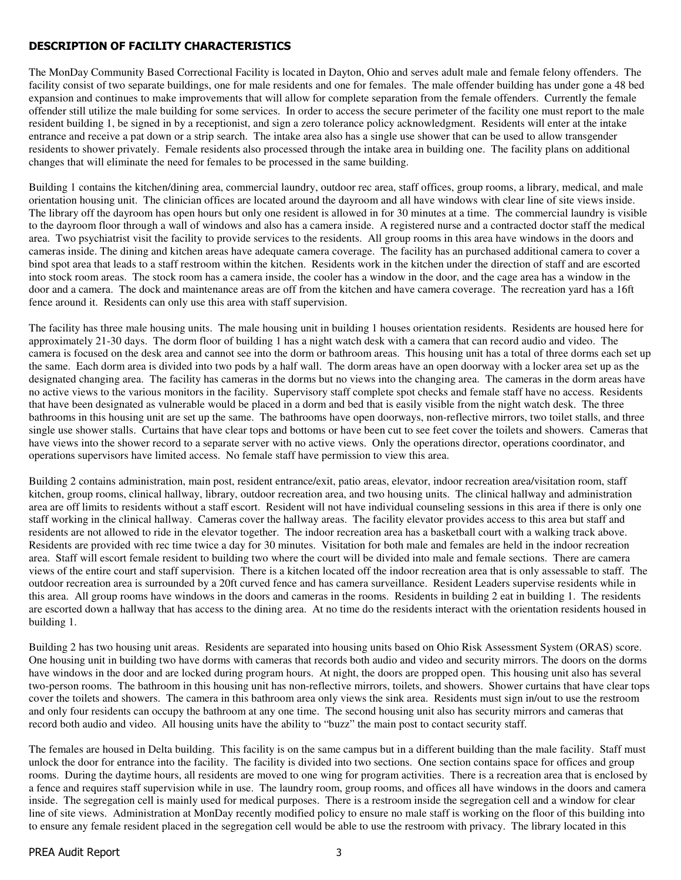## DESCRIPTION OF FACILITY CHARACTERISTICS

The MonDay Community Based Correctional Facility is located in Dayton, Ohio and serves adult male and female felony offenders. The facility consist of two separate buildings, one for male residents and one for females. The male offender building has under gone a 48 bed expansion and continues to make improvements that will allow for complete separation from the female offenders. Currently the female offender still utilize the male building for some services. In order to access the secure perimeter of the facility one must report to the male resident building 1, be signed in by a receptionist, and sign a zero tolerance policy acknowledgment. Residents will enter at the intake entrance and receive a pat down or a strip search. The intake area also has a single use shower that can be used to allow transgender residents to shower privately. Female residents also processed through the intake area in building one. The facility plans on additional changes that will eliminate the need for females to be processed in the same building.

Building 1 contains the kitchen/dining area, commercial laundry, outdoor rec area, staff offices, group rooms, a library, medical, and male orientation housing unit. The clinician offices are located around the dayroom and all have windows with clear line of site views inside. The library off the dayroom has open hours but only one resident is allowed in for 30 minutes at a time. The commercial laundry is visible to the dayroom floor through a wall of windows and also has a camera inside. A registered nurse and a contracted doctor staff the medical area. Two psychiatrist visit the facility to provide services to the residents. All group rooms in this area have windows in the doors and cameras inside. The dining and kitchen areas have adequate camera coverage. The facility has an purchased additional camera to cover a bind spot area that leads to a staff restroom within the kitchen. Residents work in the kitchen under the direction of staff and are escorted into stock room areas. The stock room has a camera inside, the cooler has a window in the door, and the cage area has a window in the door and a camera. The dock and maintenance areas are off from the kitchen and have camera coverage. The recreation yard has a 16ft fence around it. Residents can only use this area with staff supervision.

The facility has three male housing units. The male housing unit in building 1 houses orientation residents. Residents are housed here for approximately 21-30 days. The dorm floor of building 1 has a night watch desk with a camera that can record audio and video. The camera is focused on the desk area and cannot see into the dorm or bathroom areas. This housing unit has a total of three dorms each set up the same. Each dorm area is divided into two pods by a half wall. The dorm areas have an open doorway with a locker area set up as the designated changing area. The facility has cameras in the dorms but no views into the changing area. The cameras in the dorm areas have no active views to the various monitors in the facility. Supervisory staff complete spot checks and female staff have no access. Residents that have been designated as vulnerable would be placed in a dorm and bed that is easily visible from the night watch desk. The three bathrooms in this housing unit are set up the same. The bathrooms have open doorways, non-reflective mirrors, two toilet stalls, and three single use shower stalls. Curtains that have clear tops and bottoms or have been cut to see feet cover the toilets and showers. Cameras that have views into the shower record to a separate server with no active views. Only the operations director, operations coordinator, and operations supervisors have limited access. No female staff have permission to view this area.

Building 2 contains administration, main post, resident entrance/exit, patio areas, elevator, indoor recreation area/visitation room, staff kitchen, group rooms, clinical hallway, library, outdoor recreation area, and two housing units. The clinical hallway and administration area are off limits to residents without a staff escort. Resident will not have individual counseling sessions in this area if there is only one staff working in the clinical hallway. Cameras cover the hallway areas. The facility elevator provides access to this area but staff and residents are not allowed to ride in the elevator together. The indoor recreation area has a basketball court with a walking track above. Residents are provided with rec time twice a day for 30 minutes. Visitation for both male and females are held in the indoor recreation area. Staff will escort female resident to building two where the court will be divided into male and female sections. There are camera views of the entire court and staff supervision. There is a kitchen located off the indoor recreation area that is only assessable to staff. The outdoor recreation area is surrounded by a 20ft curved fence and has camera surveillance. Resident Leaders supervise residents while in this area. All group rooms have windows in the doors and cameras in the rooms. Residents in building 2 eat in building 1. The residents are escorted down a hallway that has access to the dining area. At no time do the residents interact with the orientation residents housed in building 1.

Building 2 has two housing unit areas. Residents are separated into housing units based on Ohio Risk Assessment System (ORAS) score. One housing unit in building two have dorms with cameras that records both audio and video and security mirrors. The doors on the dorms have windows in the door and are locked during program hours. At night, the doors are propped open. This housing unit also has several two-person rooms. The bathroom in this housing unit has non-reflective mirrors, toilets, and showers. Shower curtains that have clear tops cover the toilets and showers. The camera in this bathroom area only views the sink area. Residents must sign in/out to use the restroom and only four residents can occupy the bathroom at any one time. The second housing unit also has security mirrors and cameras that record both audio and video. All housing units have the ability to "buzz" the main post to contact security staff.

The females are housed in Delta building. This facility is on the same campus but in a different building than the male facility. Staff must unlock the door for entrance into the facility. The facility is divided into two sections. One section contains space for offices and group rooms. During the daytime hours, all residents are moved to one wing for program activities. There is a recreation area that is enclosed by a fence and requires staff supervision while in use. The laundry room, group rooms, and offices all have windows in the doors and camera inside. The segregation cell is mainly used for medical purposes. There is a restroom inside the segregation cell and a window for clear line of site views. Administration at MonDay recently modified policy to ensure no male staff is working on the floor of this building into to ensure any female resident placed in the segregation cell would be able to use the restroom with privacy. The library located in this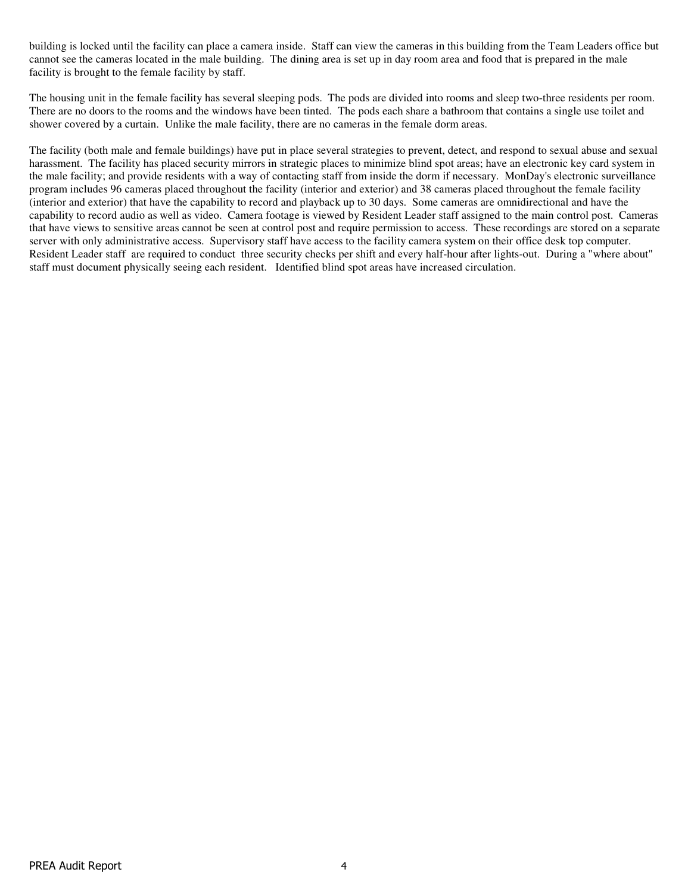building is locked until the facility can place a camera inside. Staff can view the cameras in this building from the Team Leaders office but cannot see the cameras located in the male building. The dining area is set up in day room area and food that is prepared in the male facility is brought to the female facility by staff.

The housing unit in the female facility has several sleeping pods. The pods are divided into rooms and sleep two-three residents per room. There are no doors to the rooms and the windows have been tinted. The pods each share a bathroom that contains a single use toilet and shower covered by a curtain. Unlike the male facility, there are no cameras in the female dorm areas.

The facility (both male and female buildings) have put in place several strategies to prevent, detect, and respond to sexual abuse and sexual harassment. The facility has placed security mirrors in strategic places to minimize blind spot areas; have an electronic key card system in the male facility; and provide residents with a way of contacting staff from inside the dorm if necessary. MonDay's electronic surveillance program includes 96 cameras placed throughout the facility (interior and exterior) and 38 cameras placed throughout the female facility (interior and exterior) that have the capability to record and playback up to 30 days. Some cameras are omnidirectional and have the capability to record audio as well as video. Camera footage is viewed by Resident Leader staff assigned to the main control post. Cameras that have views to sensitive areas cannot be seen at control post and require permission to access. These recordings are stored on a separate server with only administrative access. Supervisory staff have access to the facility camera system on their office desk top computer. Resident Leader staff are required to conduct three security checks per shift and every half-hour after lights-out. During a "where about" staff must document physically seeing each resident. Identified blind spot areas have increased circulation.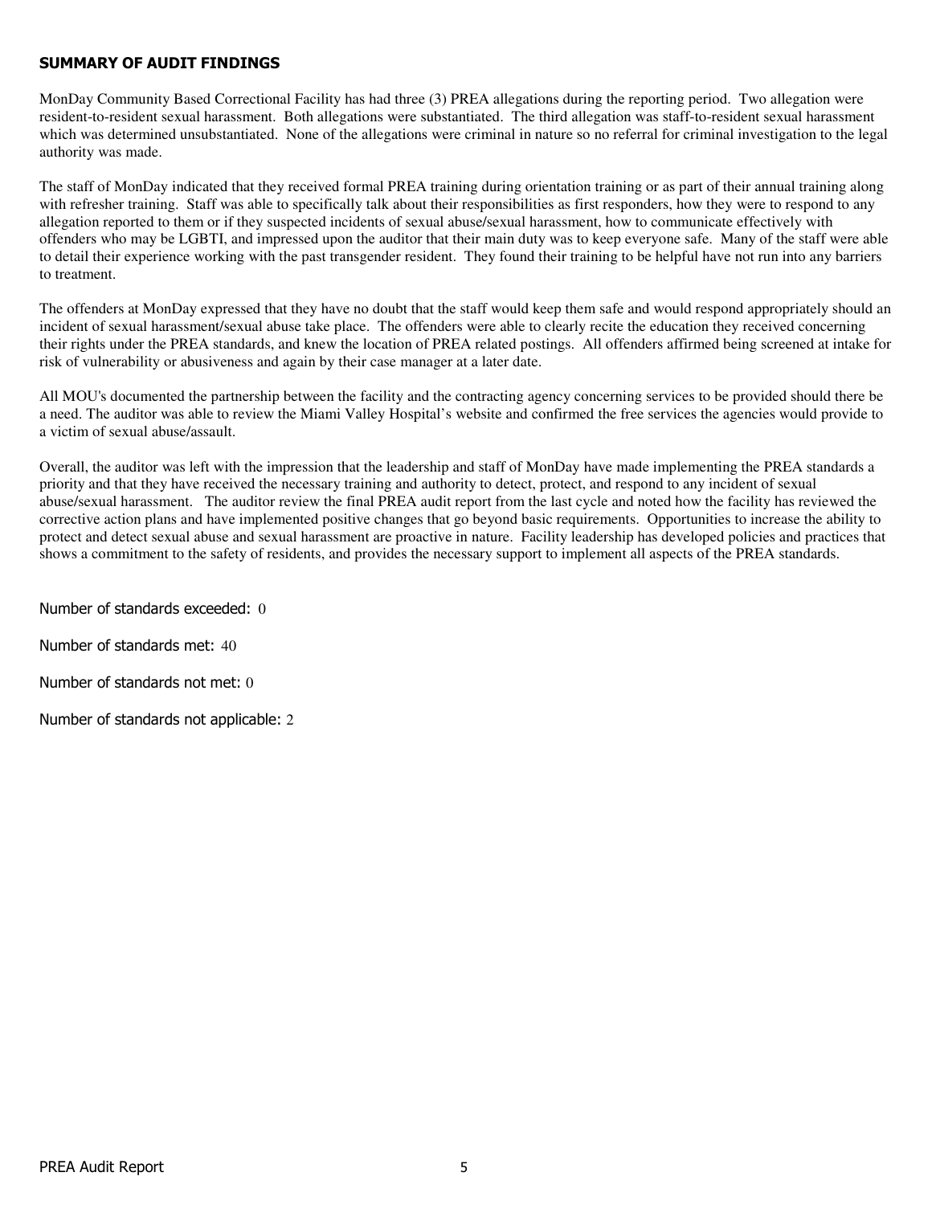## SUMMARY OF AUDIT FINDINGS

MonDay Community Based Correctional Facility has had three (3) PREA allegations during the reporting period. Two allegation were resident-to-resident sexual harassment. Both allegations were substantiated. The third allegation was staff-to-resident sexual harassment which was determined unsubstantiated. None of the allegations were criminal in nature so no referral for criminal investigation to the legal authority was made.

The staff of MonDay indicated that they received formal PREA training during orientation training or as part of their annual training along with refresher training. Staff was able to specifically talk about their responsibilities as first responders, how they were to respond to any allegation reported to them or if they suspected incidents of sexual abuse/sexual harassment, how to communicate effectively with offenders who may be LGBTI, and impressed upon the auditor that their main duty was to keep everyone safe. Many of the staff were able to detail their experience working with the past transgender resident. They found their training to be helpful have not run into any barriers to treatment.

The offenders at MonDay expressed that they have no doubt that the staff would keep them safe and would respond appropriately should an incident of sexual harassment/sexual abuse take place. The offenders were able to clearly recite the education they received concerning their rights under the PREA standards, and knew the location of PREA related postings. All offenders affirmed being screened at intake for risk of vulnerability or abusiveness and again by their case manager at a later date.

All MOU's documented the partnership between the facility and the contracting agency concerning services to be provided should there be a need. The auditor was able to review the Miami Valley Hospital's website and confirmed the free services the agencies would provide to a victim of sexual abuse/assault.

Overall, the auditor was left with the impression that the leadership and staff of MonDay have made implementing the PREA standards a priority and that they have received the necessary training and authority to detect, protect, and respond to any incident of sexual abuse/sexual harassment. The auditor review the final PREA audit report from the last cycle and noted how the facility has reviewed the corrective action plans and have implemented positive changes that go beyond basic requirements. Opportunities to increase the ability to protect and detect sexual abuse and sexual harassment are proactive in nature. Facility leadership has developed policies and practices that shows a commitment to the safety of residents, and provides the necessary support to implement all aspects of the PREA standards.

Number of standards exceeded: 0

Number of standards met: 40

Number of standards not met: 0

Number of standards not applicable: 2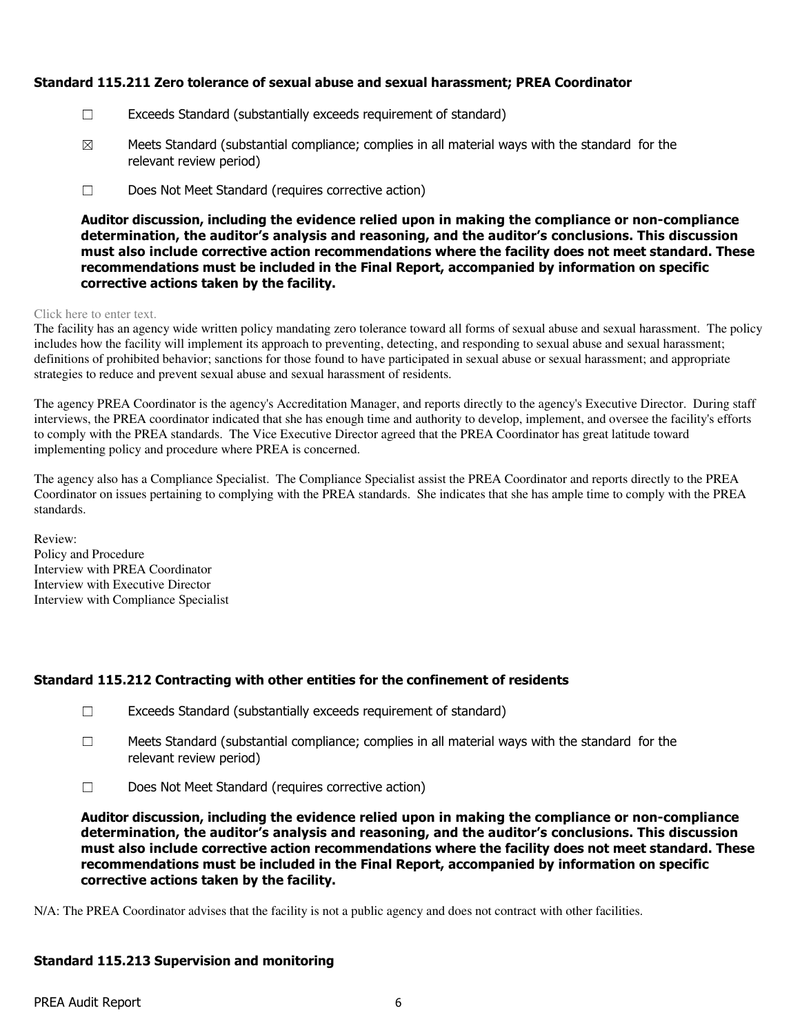### Standard 115.211 Zero tolerance of sexual abuse and sexual harassment; PREA Coordinator

☐ Exceeds Standard (substantially exceeds requirement of standard)

☒ Meets Standard (substantial compliance; complies in all material ways with the standard for the relevant review period)

☐ Does Not Meet Standard (requires corrective action)

**Auditor discussion, including the evidence relied upon in making the compliance or non-compliance determination, the auditor's analysis and reasoning, and the auditor's conclusions. This discussion must also include corrective action recommendations where the facility does not meet standard. These recommendations must be included in the Final Report, accompanied by information on specific corrective actions taken by the facility.**

Click here to enter text.

The facility has an agency wide written policy mandating zero tolerance toward all forms of sexual abuse and sexual harassment. The policy includes how the facility will implement its approach to preventing, detecting, and responding to sexual abuse and sexual harassment; definitions of prohibited behavior; sanctions for those found to have participated in sexual abuse or sexual harassment; and appropriate strategies to reduce and prevent sexual abuse and sexual harassment of residents.

The agency PREA Coordinator is the agency's Accreditation Manager, and reports directly to the agency's Executive Director. During staff interviews, the PREA coordinator indicated that she has enough time and authority to develop, implement, and oversee the facility's efforts to comply with the PREA standards. The Vice Executive Director agreed that the PREA Coordinator has great latitude toward implementing policy and procedure where PREA is concerned.

The agency also has a Compliance Specialist. The Compliance Specialist assist the PREA Coordinator and reports directly to the PREA Coordinator on issues pertaining to complying with the PREA standards. She indicates that she has ample time to comply with the PREA standards.

Review:
Policy and Procedure
Interview with PREA Coordinator
Interview with Executive Director
Interview with Compliance Specialist

### Standard 115.212 Contracting with other entities for the confinement of residents

☐ Exceeds Standard (substantially exceeds requirement of standard)

☐ Meets Standard (substantial compliance; complies in all material ways with the standard for the relevant review period)

☐ Does Not Meet Standard (requires corrective action)

**Auditor discussion, including the evidence relied upon in making the compliance or non-compliance determination, the auditor's analysis and reasoning, and the auditor's conclusions. This discussion must also include corrective action recommendations where the facility does not meet standard. These recommendations must be included in the Final Report, accompanied by information on specific corrective actions taken by the facility.**

N/A: The PREA Coordinator advises that the facility is not a public agency and does not contract with other facilities.

### Standard 115.213 Supervision and monitoring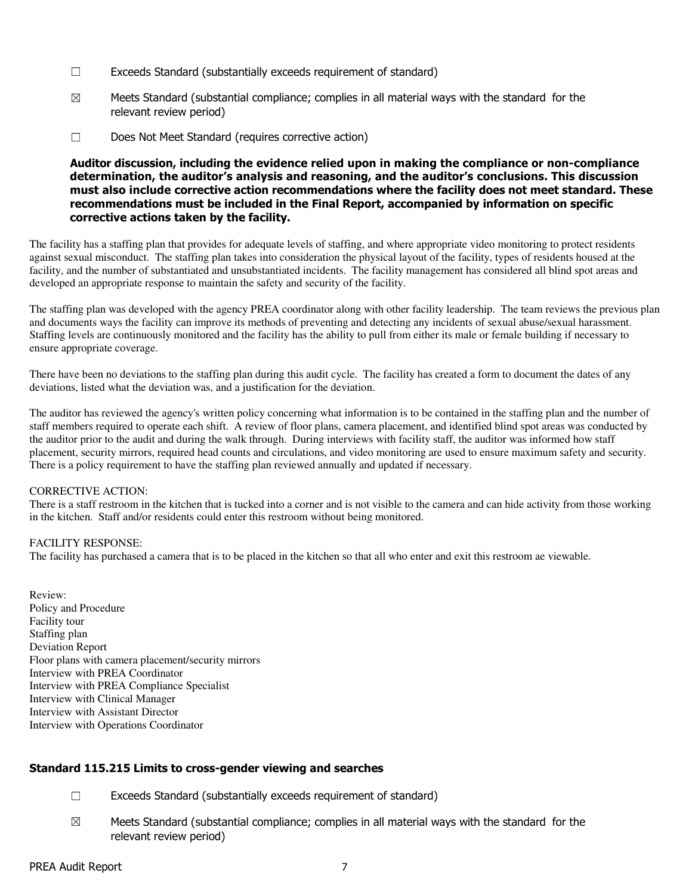☐ Exceeds Standard (substantially exceeds requirement of standard)

☒ Meets Standard (substantial compliance; complies in all material ways with the standard for the relevant review period)

☐ Does Not Meet Standard (requires corrective action)

**Auditor discussion, including the evidence relied upon in making the compliance or non-compliance determination, the auditor's analysis and reasoning, and the auditor's conclusions. This discussion must also include corrective action recommendations where the facility does not meet standard. These recommendations must be included in the Final Report, accompanied by information on specific corrective actions taken by the facility.**

The facility has a staffing plan that provides for adequate levels of staffing, and where appropriate video monitoring to protect residents against sexual misconduct. The staffing plan takes into consideration the physical layout of the facility, types of residents housed at the facility, and the number of substantiated and unsubstantiated incidents. The facility management has considered all blind spot areas and developed an appropriate response to maintain the safety and security of the facility.

The staffing plan was developed with the agency PREA coordinator along with other facility leadership. The team reviews the previous plan and documents ways the facility can improve its methods of preventing and detecting any incidents of sexual abuse/sexual harassment. Staffing levels are continuously monitored and the facility has the ability to pull from either its male or female building if necessary to ensure appropriate coverage.

There have been no deviations to the staffing plan during this audit cycle. The facility has created a form to document the dates of any deviations, listed what the deviation was, and a justification for the deviation.

The auditor has reviewed the agency's written policy concerning what information is to be contained in the staffing plan and the number of staff members required to operate each shift. A review of floor plans, camera placement, and identified blind spot areas was conducted by the auditor prior to the audit and during the walk through. During interviews with facility staff, the auditor was informed how staff placement, security mirrors, required head counts and circulations, and video monitoring are used to ensure maximum safety and security. There is a policy requirement to have the staffing plan reviewed annually and updated if necessary.

CORRECTIVE ACTION:
There is a staff restroom in the kitchen that is tucked into a corner and is not visible to the camera and can hide activity from those working in the kitchen. Staff and/or residents could enter this restroom without being monitored.

FACILITY RESPONSE:
The facility has purchased a camera that is to be placed in the kitchen so that all who enter and exit this restroom ae viewable.

Review:
Policy and Procedure
Facility tour
Staffing plan
Deviation Report
Floor plans with camera placement/security mirrors
Interview with PREA Coordinator
Interview with PREA Compliance Specialist
Interview with Clinical Manager
Interview with Assistant Director
Interview with Operations Coordinator

### Standard 115.215 Limits to cross-gender viewing and searches

☐ Exceeds Standard (substantially exceeds requirement of standard)

☒ Meets Standard (substantial compliance; complies in all material ways with the standard for the relevant review period)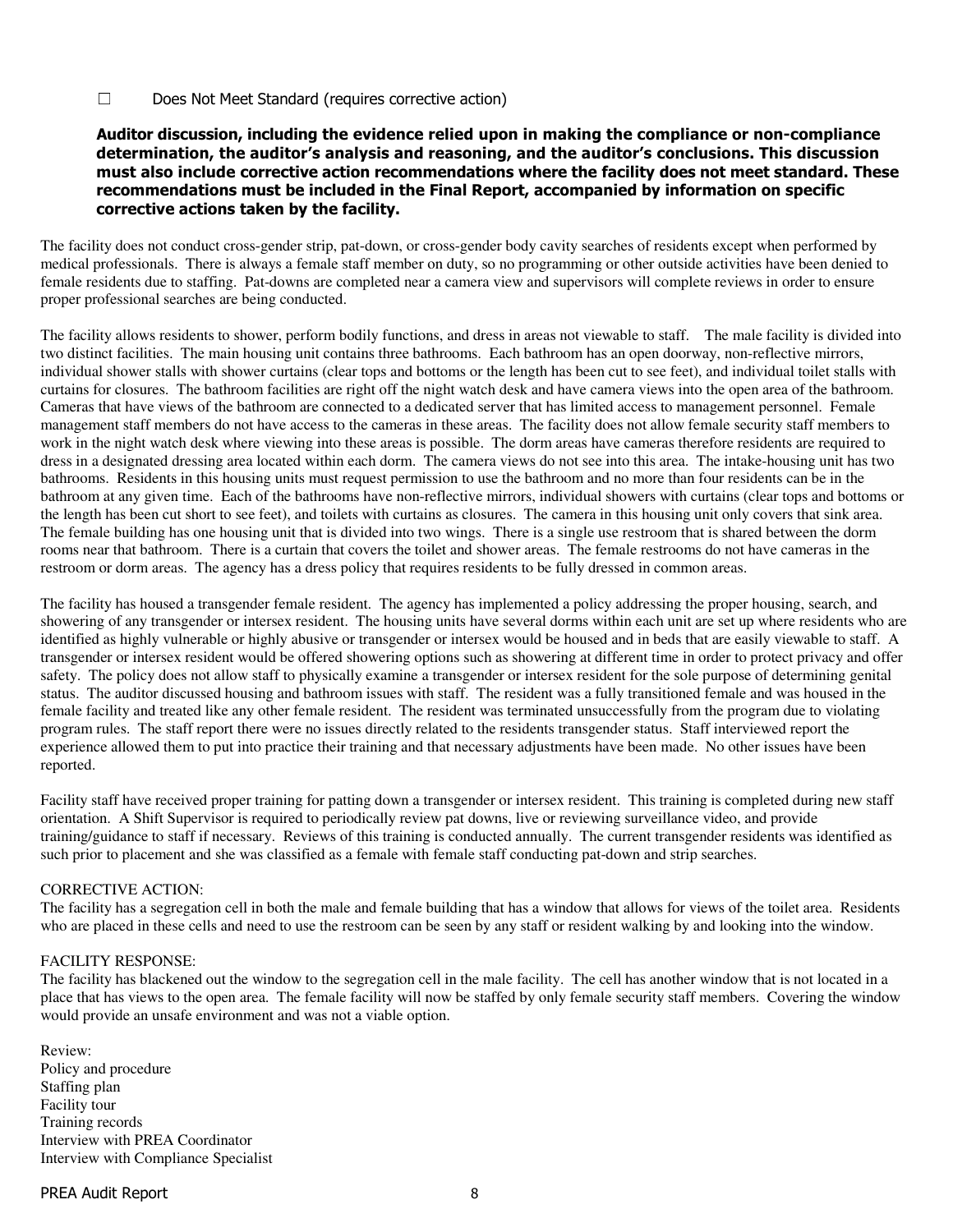☐ Does Not Meet Standard (requires corrective action)

**Auditor discussion, including the evidence relied upon in making the compliance or non-compliance determination, the auditor's analysis and reasoning, and the auditor's conclusions. This discussion must also include corrective action recommendations where the facility does not meet standard. These recommendations must be included in the Final Report, accompanied by information on specific corrective actions taken by the facility.**

The facility does not conduct cross-gender strip, pat-down, or cross-gender body cavity searches of residents except when performed by medical professionals. There is always a female staff member on duty, so no programming or other outside activities have been denied to female residents due to staffing. Pat-downs are completed near a camera view and supervisors will complete reviews in order to ensure proper professional searches are being conducted.

The facility allows residents to shower, perform bodily functions, and dress in areas not viewable to staff. The male facility is divided into two distinct facilities. The main housing unit contains three bathrooms. Each bathroom has an open doorway, non-reflective mirrors, individual shower stalls with shower curtains (clear tops and bottoms or the length has been cut to see feet), and individual toilet stalls with curtains for closures. The bathroom facilities are right off the night watch desk and have camera views into the open area of the bathroom. Cameras that have views of the bathroom are connected to a dedicated server that has limited access to management personnel. Female management staff members do not have access to the cameras in these areas. The facility does not allow female security staff members to work in the night watch desk where viewing into these areas is possible. The dorm areas have cameras therefore residents are required to dress in a designated dressing area located within each dorm. The camera views do not see into this area. The intake-housing unit has two bathrooms. Residents in this housing units must request permission to use the bathroom and no more than four residents can be in the bathroom at any given time. Each of the bathrooms have non-reflective mirrors, individual showers with curtains (clear tops and bottoms or the length has been cut short to see feet), and toilets with curtains as closures. The camera in this housing unit only covers that sink area. The female building has one housing unit that is divided into two wings. There is a single use restroom that is shared between the dorm rooms near that bathroom. There is a curtain that covers the toilet and shower areas. The female restrooms do not have cameras in the restroom or dorm areas. The agency has a dress policy that requires residents to be fully dressed in common areas.

The facility has housed a transgender female resident. The agency has implemented a policy addressing the proper housing, search, and showering of any transgender or intersex resident. The housing units have several dorms within each unit are set up where residents who are identified as highly vulnerable or highly abusive or transgender or intersex would be housed and in beds that are easily viewable to staff. A transgender or intersex resident would be offered showering options such as showering at different time in order to protect privacy and offer safety. The policy does not allow staff to physically examine a transgender or intersex resident for the sole purpose of determining genital status. The auditor discussed housing and bathroom issues with staff. The resident was a fully transitioned female and was housed in the female facility and treated like any other female resident. The resident was terminated unsuccessfully from the program due to violating program rules. The staff report there were no issues directly related to the residents transgender status. Staff interviewed report the experience allowed them to put into practice their training and that necessary adjustments have been made. No other issues have been reported.

Facility staff have received proper training for patting down a transgender or intersex resident. This training is completed during new staff orientation. A Shift Supervisor is required to periodically review pat downs, live or reviewing surveillance video, and provide training/guidance to staff if necessary. Reviews of this training is conducted annually. The current transgender residents was identified as such prior to placement and she was classified as a female with female staff conducting pat-down and strip searches.

CORRECTIVE ACTION:
The facility has a segregation cell in both the male and female building that has a window that allows for views of the toilet area. Residents who are placed in these cells and need to use the restroom can be seen by any staff or resident walking by and looking into the window.

FACILITY RESPONSE:
The facility has blackened out the window to the segregation cell in the male facility. The cell has another window that is not located in a place that has views to the open area. The female facility will now be staffed by only female security staff members. Covering the window would provide an unsafe environment and was not a viable option.

Review:
Policy and procedure
Staffing plan
Facility tour
Training records
Interview with PREA Coordinator
Interview with Compliance Specialist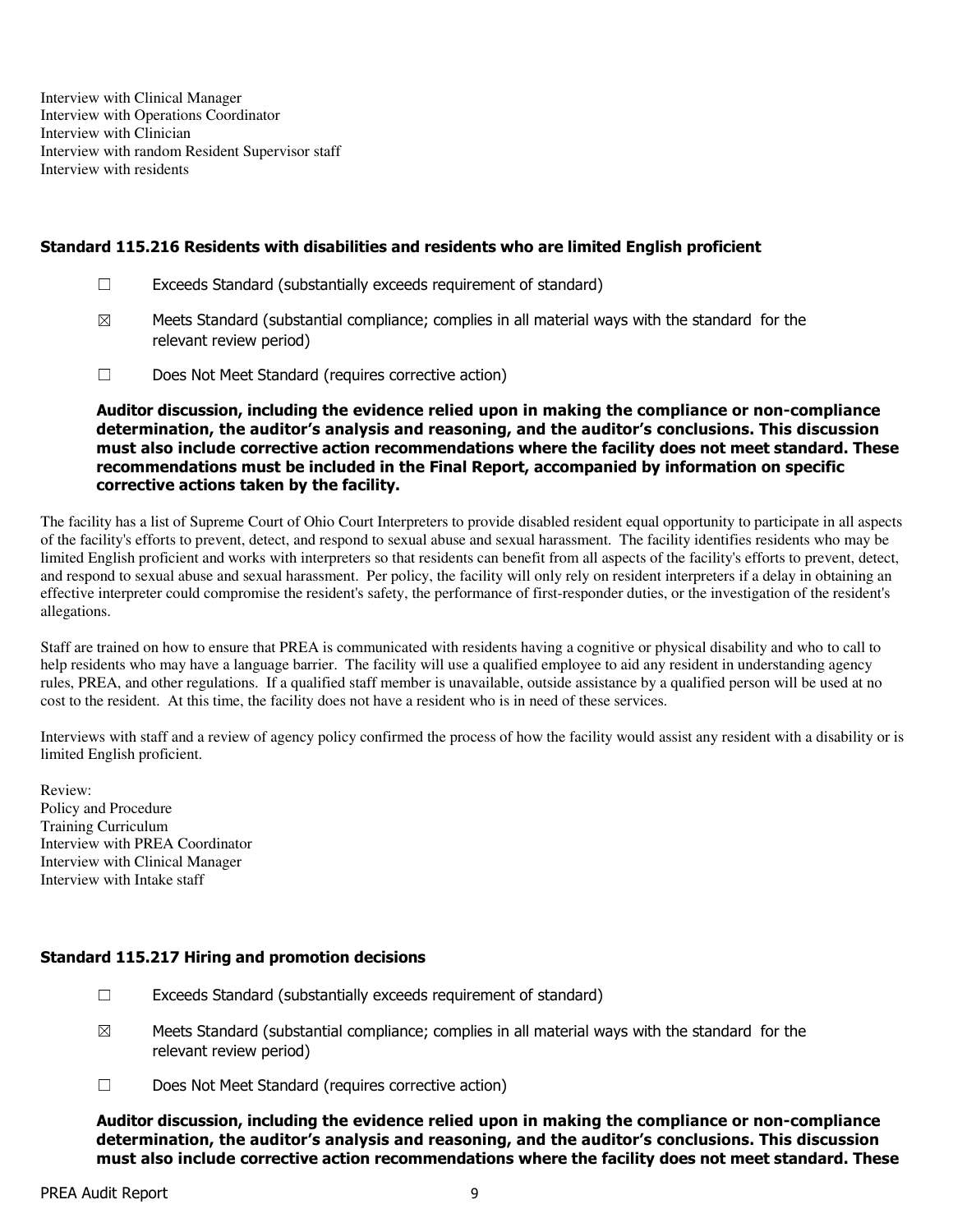Interview with Clinical Manager
Interview with Operations Coordinator
Interview with Clinician
Interview with random Resident Supervisor staff
Interview with residents

### Standard 115.216 Residents with disabilities and residents who are limited English proficient

☐ Exceeds Standard (substantially exceeds requirement of standard)

☒ Meets Standard (substantial compliance; complies in all material ways with the standard for the relevant review period)

☐ Does Not Meet Standard (requires corrective action)

**Auditor discussion, including the evidence relied upon in making the compliance or non-compliance determination, the auditor's analysis and reasoning, and the auditor's conclusions. This discussion must also include corrective action recommendations where the facility does not meet standard. These recommendations must be included in the Final Report, accompanied by information on specific corrective actions taken by the facility.**

The facility has a list of Supreme Court of Ohio Court Interpreters to provide disabled resident equal opportunity to participate in all aspects of the facility's efforts to prevent, detect, and respond to sexual abuse and sexual harassment. The facility identifies residents who may be limited English proficient and works with interpreters so that residents can benefit from all aspects of the facility's efforts to prevent, detect, and respond to sexual abuse and sexual harassment. Per policy, the facility will only rely on resident interpreters if a delay in obtaining an effective interpreter could compromise the resident's safety, the performance of first-responder duties, or the investigation of the resident's allegations.

Staff are trained on how to ensure that PREA is communicated with residents having a cognitive or physical disability and who to call to help residents who may have a language barrier. The facility will use a qualified employee to aid any resident in understanding agency rules, PREA, and other regulations. If a qualified staff member is unavailable, outside assistance by a qualified person will be used at no cost to the resident. At this time, the facility does not have a resident who is in need of these services.

Interviews with staff and a review of agency policy confirmed the process of how the facility would assist any resident with a disability or is limited English proficient.

Review:
Policy and Procedure
Training Curriculum
Interview with PREA Coordinator
Interview with Clinical Manager
Interview with Intake staff

### Standard 115.217 Hiring and promotion decisions

☐ Exceeds Standard (substantially exceeds requirement of standard)

☒ Meets Standard (substantial compliance; complies in all material ways with the standard for the relevant review period)

☐ Does Not Meet Standard (requires corrective action)

**Auditor discussion, including the evidence relied upon in making the compliance or non-compliance determination, the auditor's analysis and reasoning, and the auditor's conclusions. This discussion must also include corrective action recommendations where the facility does not meet standard. These**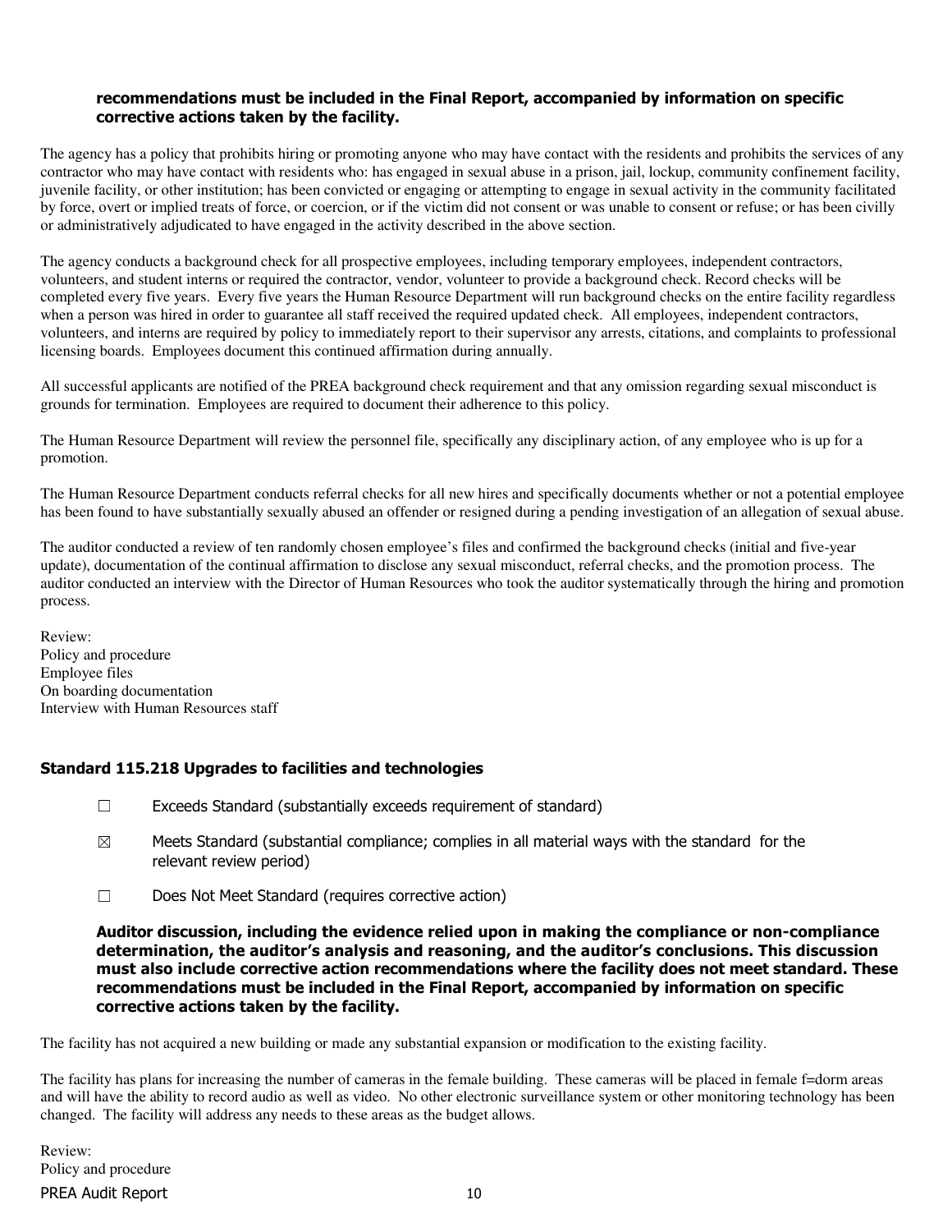**recommendations must be included in the Final Report, accompanied by information on specific corrective actions taken by the facility.**

The agency has a policy that prohibits hiring or promoting anyone who may have contact with the residents and prohibits the services of any contractor who may have contact with residents who: has engaged in sexual abuse in a prison, jail, lockup, community confinement facility, juvenile facility, or other institution; has been convicted or engaging or attempting to engage in sexual activity in the community facilitated by force, overt or implied treats of force, or coercion, or if the victim did not consent or was unable to consent or refuse; or has been civilly or administratively adjudicated to have engaged in the activity described in the above section.

The agency conducts a background check for all prospective employees, including temporary employees, independent contractors, volunteers, and student interns or required the contractor, vendor, volunteer to provide a background check. Record checks will be completed every five years. Every five years the Human Resource Department will run background checks on the entire facility regardless when a person was hired in order to guarantee all staff received the required updated check. All employees, independent contractors, volunteers, and interns are required by policy to immediately report to their supervisor any arrests, citations, and complaints to professional licensing boards. Employees document this continued affirmation during annually.

All successful applicants are notified of the PREA background check requirement and that any omission regarding sexual misconduct is grounds for termination. Employees are required to document their adherence to this policy.

The Human Resource Department will review the personnel file, specifically any disciplinary action, of any employee who is up for a promotion.

The Human Resource Department conducts referral checks for all new hires and specifically documents whether or not a potential employee has been found to have substantially sexually abused an offender or resigned during a pending investigation of an allegation of sexual abuse.

The auditor conducted a review of ten randomly chosen employee's files and confirmed the background checks (initial and five-year update), documentation of the continual affirmation to disclose any sexual misconduct, referral checks, and the promotion process. The auditor conducted an interview with the Director of Human Resources who took the auditor systematically through the hiring and promotion process.

Review:
Policy and procedure
Employee files
On boarding documentation
Interview with Human Resources staff

### Standard 115.218 Upgrades to facilities and technologies

☐ Exceeds Standard (substantially exceeds requirement of standard)

☒ Meets Standard (substantial compliance; complies in all material ways with the standard for the relevant review period)

☐ Does Not Meet Standard (requires corrective action)

**Auditor discussion, including the evidence relied upon in making the compliance or non-compliance determination, the auditor's analysis and reasoning, and the auditor's conclusions. This discussion must also include corrective action recommendations where the facility does not meet standard. These recommendations must be included in the Final Report, accompanied by information on specific corrective actions taken by the facility.**

The facility has not acquired a new building or made any substantial expansion or modification to the existing facility.

The facility has plans for increasing the number of cameras in the female building. These cameras will be placed in female f=dorm areas and will have the ability to record audio as well as video. No other electronic surveillance system or other monitoring technology has been changed. The facility will address any needs to these areas as the budget allows.

Review:
Policy and procedure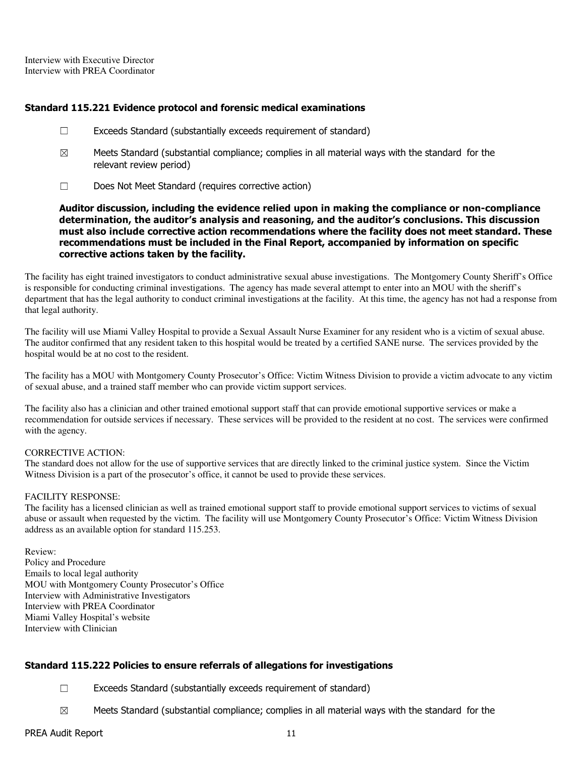Interview with Executive Director
Interview with PREA Coordinator

### Standard 115.221 Evidence protocol and forensic medical examinations

☐ Exceeds Standard (substantially exceeds requirement of standard)

☒ Meets Standard (substantial compliance; complies in all material ways with the standard for the relevant review period)

☐ Does Not Meet Standard (requires corrective action)

**Auditor discussion, including the evidence relied upon in making the compliance or non-compliance determination, the auditor's analysis and reasoning, and the auditor's conclusions. This discussion must also include corrective action recommendations where the facility does not meet standard. These recommendations must be included in the Final Report, accompanied by information on specific corrective actions taken by the facility.**

The facility has eight trained investigators to conduct administrative sexual abuse investigations. The Montgomery County Sheriff's Office is responsible for conducting criminal investigations. The agency has made several attempt to enter into an MOU with the sheriff's department that has the legal authority to conduct criminal investigations at the facility. At this time, the agency has not had a response from that legal authority.

The facility will use Miami Valley Hospital to provide a Sexual Assault Nurse Examiner for any resident who is a victim of sexual abuse. The auditor confirmed that any resident taken to this hospital would be treated by a certified SANE nurse. The services provided by the hospital would be at no cost to the resident.

The facility has a MOU with Montgomery County Prosecutor's Office: Victim Witness Division to provide a victim advocate to any victim of sexual abuse, and a trained staff member who can provide victim support services.

The facility also has a clinician and other trained emotional support staff that can provide emotional supportive services or make a recommendation for outside services if necessary. These services will be provided to the resident at no cost. The services were confirmed with the agency.

CORRECTIVE ACTION:
The standard does not allow for the use of supportive services that are directly linked to the criminal justice system. Since the Victim Witness Division is a part of the prosecutor's office, it cannot be used to provide these services.

FACILITY RESPONSE:
The facility has a licensed clinician as well as trained emotional support staff to provide emotional support services to victims of sexual abuse or assault when requested by the victim. The facility will use Montgomery County Prosecutor's Office: Victim Witness Division address as an available option for standard 115.253.

Review:
Policy and Procedure
Emails to local legal authority
MOU with Montgomery County Prosecutor's Office
Interview with Administrative Investigators
Interview with PREA Coordinator
Miami Valley Hospital's website
Interview with Clinician

### Standard 115.222 Policies to ensure referrals of allegations for investigations

☐ Exceeds Standard (substantially exceeds requirement of standard)

☒ Meets Standard (substantial compliance; complies in all material ways with the standard for the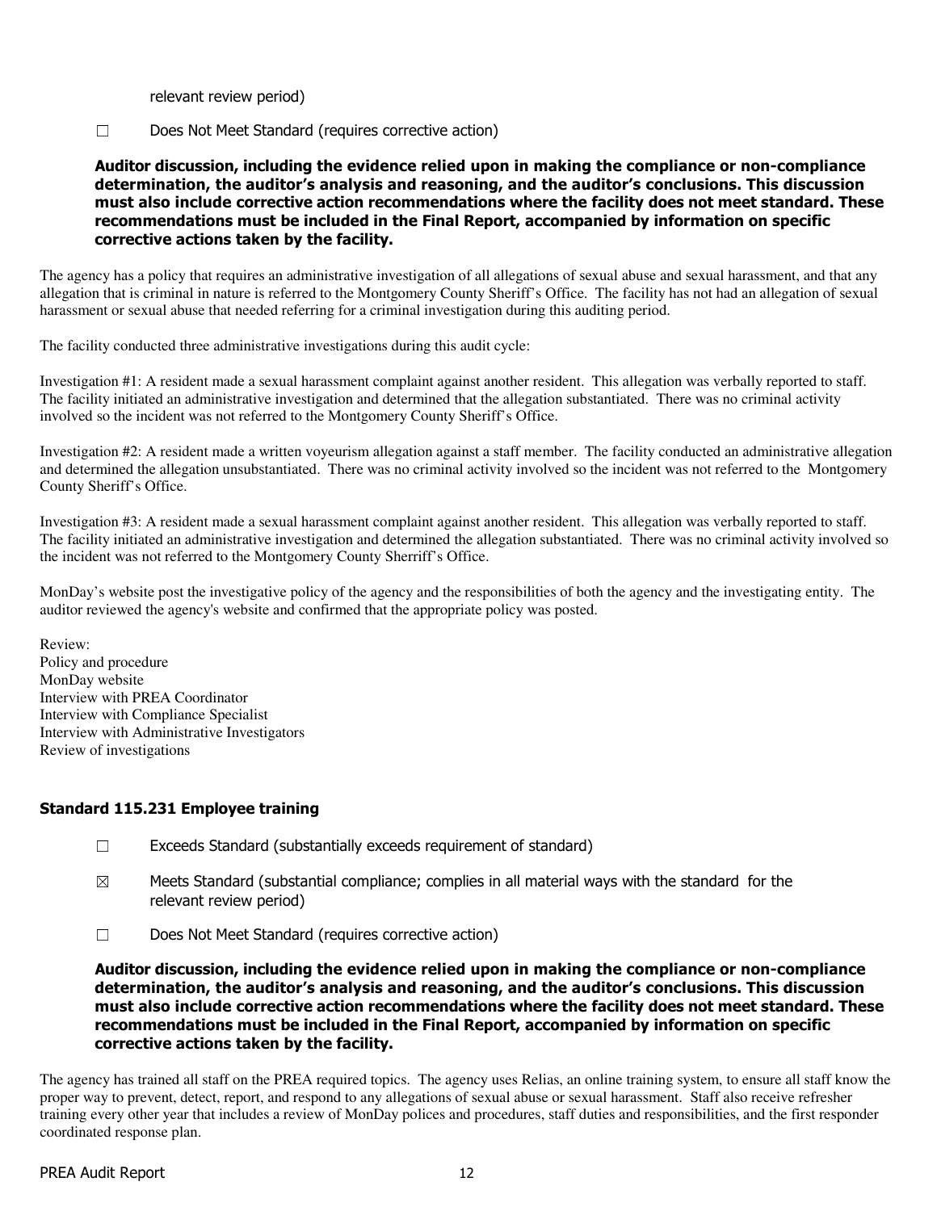relevant review period)

☐ Does Not Meet Standard (requires corrective action)

**Auditor discussion, including the evidence relied upon in making the compliance or non-compliance determination, the auditor's analysis and reasoning, and the auditor's conclusions. This discussion must also include corrective action recommendations where the facility does not meet standard. These recommendations must be included in the Final Report, accompanied by information on specific corrective actions taken by the facility.**

The agency has a policy that requires an administrative investigation of all allegations of sexual abuse and sexual harassment, and that any allegation that is criminal in nature is referred to the Montgomery County Sheriff's Office. The facility has not had an allegation of sexual harassment or sexual abuse that needed referring for a criminal investigation during this auditing period.

The facility conducted three administrative investigations during this audit cycle:

Investigation #1: A resident made a sexual harassment complaint against another resident. This allegation was verbally reported to staff. The facility initiated an administrative investigation and determined that the allegation substantiated. There was no criminal activity involved so the incident was not referred to the Montgomery County Sheriff's Office.

Investigation #2: A resident made a written voyeurism allegation against a staff member. The facility conducted an administrative allegation and determined the allegation unsubstantiated. There was no criminal activity involved so the incident was not referred to the Montgomery County Sheriff's Office.

Investigation #3: A resident made a sexual harassment complaint against another resident. This allegation was verbally reported to staff. The facility initiated an administrative investigation and determined the allegation substantiated. There was no criminal activity involved so the incident was not referred to the Montgomery County Sherriff's Office.

MonDay's website post the investigative policy of the agency and the responsibilities of both the agency and the investigating entity. The auditor reviewed the agency's website and confirmed that the appropriate policy was posted.

Review:
Policy and procedure
MonDay website
Interview with PREA Coordinator
Interview with Compliance Specialist
Interview with Administrative Investigators
Review of investigations

### Standard 115.231 Employee training

☐ Exceeds Standard (substantially exceeds requirement of standard)

☒ Meets Standard (substantial compliance; complies in all material ways with the standard for the relevant review period)

☐ Does Not Meet Standard (requires corrective action)

**Auditor discussion, including the evidence relied upon in making the compliance or non-compliance determination, the auditor's analysis and reasoning, and the auditor's conclusions. This discussion must also include corrective action recommendations where the facility does not meet standard. These recommendations must be included in the Final Report, accompanied by information on specific corrective actions taken by the facility.**

The agency has trained all staff on the PREA required topics. The agency uses Relias, an online training system, to ensure all staff know the proper way to prevent, detect, report, and respond to any allegations of sexual abuse or sexual harassment. Staff also receive refresher training every other year that includes a review of MonDay polices and procedures, staff duties and responsibilities, and the first responder coordinated response plan.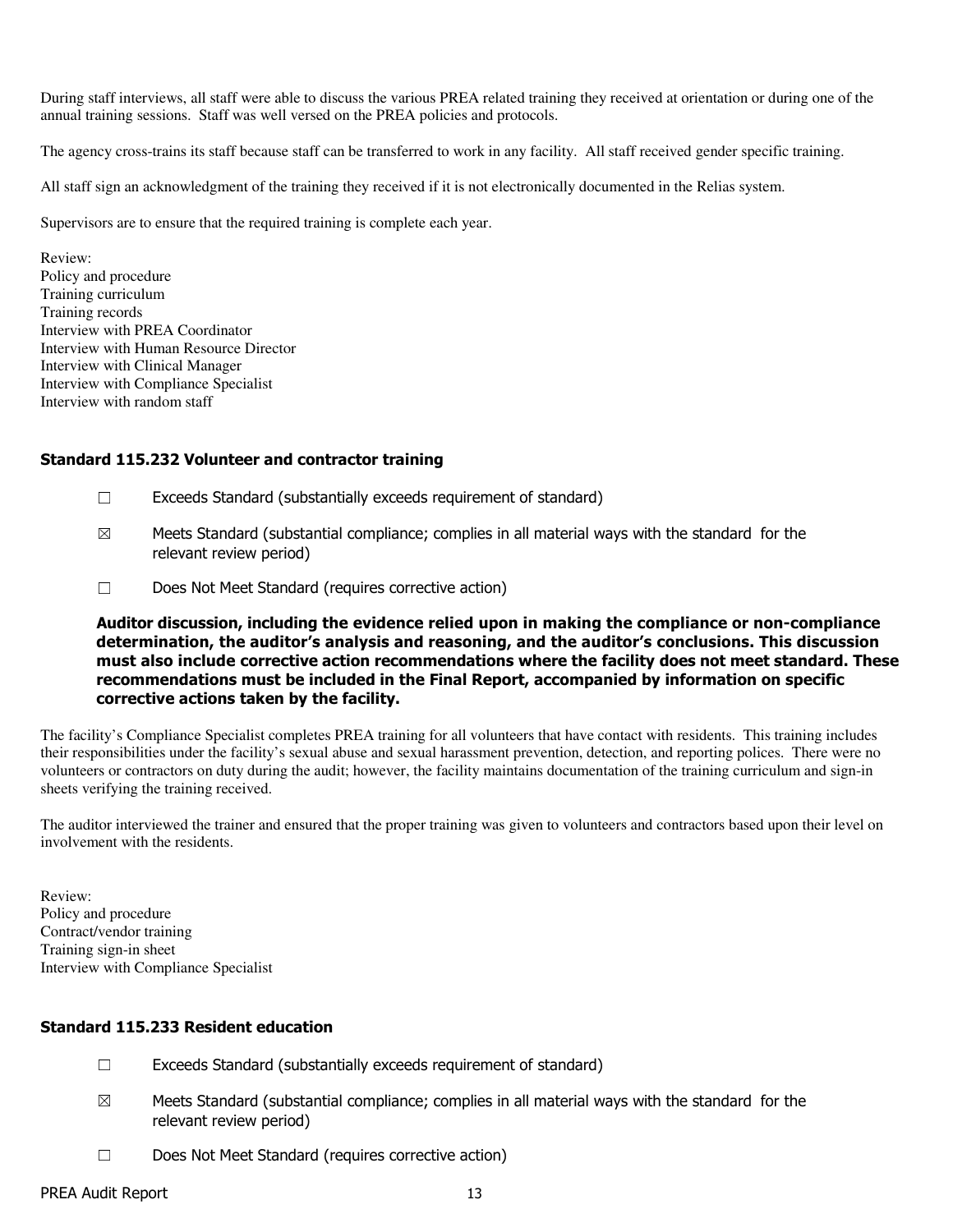During staff interviews, all staff were able to discuss the various PREA related training they received at orientation or during one of the annual training sessions. Staff was well versed on the PREA policies and protocols.

The agency cross-trains its staff because staff can be transferred to work in any facility. All staff received gender specific training.

All staff sign an acknowledgment of the training they received if it is not electronically documented in the Relias system.

Supervisors are to ensure that the required training is complete each year.

Review:
Policy and procedure
Training curriculum
Training records
Interview with PREA Coordinator
Interview with Human Resource Director
Interview with Clinical Manager
Interview with Compliance Specialist
Interview with random staff

### Standard 115.232 Volunteer and contractor training

☐ Exceeds Standard (substantially exceeds requirement of standard)

☒ Meets Standard (substantial compliance; complies in all material ways with the standard for the relevant review period)

☐ Does Not Meet Standard (requires corrective action)

**Auditor discussion, including the evidence relied upon in making the compliance or non-compliance determination, the auditor's analysis and reasoning, and the auditor's conclusions. This discussion must also include corrective action recommendations where the facility does not meet standard. These recommendations must be included in the Final Report, accompanied by information on specific corrective actions taken by the facility.**

The facility's Compliance Specialist completes PREA training for all volunteers that have contact with residents. This training includes their responsibilities under the facility's sexual abuse and sexual harassment prevention, detection, and reporting polices. There were no volunteers or contractors on duty during the audit; however, the facility maintains documentation of the training curriculum and sign-in sheets verifying the training received.

The auditor interviewed the trainer and ensured that the proper training was given to volunteers and contractors based upon their level on involvement with the residents.

Review:
Policy and procedure
Contract/vendor training
Training sign-in sheet
Interview with Compliance Specialist

### Standard 115.233 Resident education

☐ Exceeds Standard (substantially exceeds requirement of standard)

☒ Meets Standard (substantial compliance; complies in all material ways with the standard for the relevant review period)

☐ Does Not Meet Standard (requires corrective action)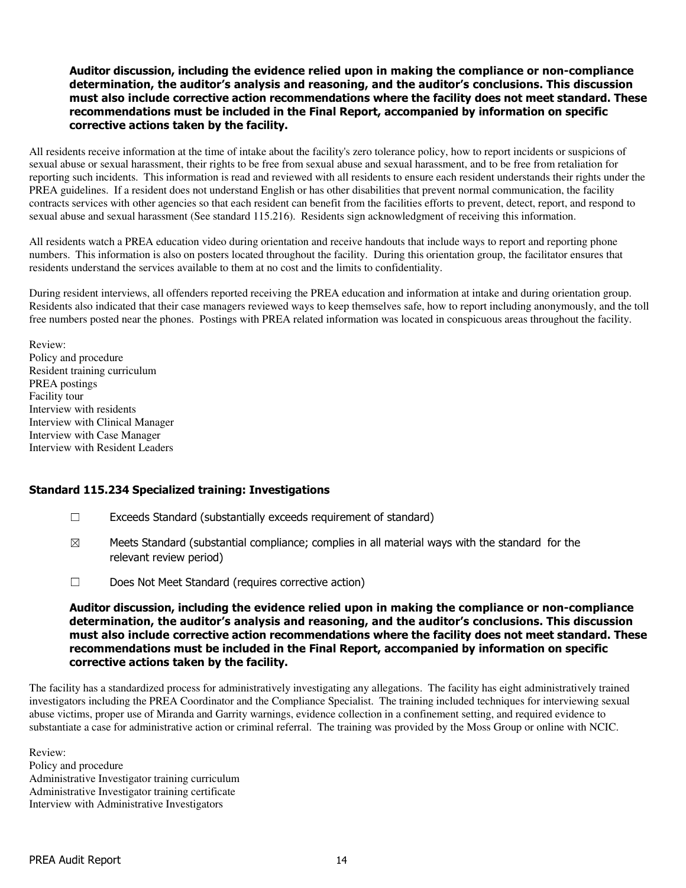**Auditor discussion, including the evidence relied upon in making the compliance or non-compliance determination, the auditor's analysis and reasoning, and the auditor's conclusions. This discussion must also include corrective action recommendations where the facility does not meet standard. These recommendations must be included in the Final Report, accompanied by information on specific corrective actions taken by the facility.**

All residents receive information at the time of intake about the facility's zero tolerance policy, how to report incidents or suspicions of sexual abuse or sexual harassment, their rights to be free from sexual abuse and sexual harassment, and to be free from retaliation for reporting such incidents. This information is read and reviewed with all residents to ensure each resident understands their rights under the PREA guidelines. If a resident does not understand English or has other disabilities that prevent normal communication, the facility contracts services with other agencies so that each resident can benefit from the facilities efforts to prevent, detect, report, and respond to sexual abuse and sexual harassment (See standard 115.216). Residents sign acknowledgment of receiving this information.

All residents watch a PREA education video during orientation and receive handouts that include ways to report and reporting phone numbers. This information is also on posters located throughout the facility. During this orientation group, the facilitator ensures that residents understand the services available to them at no cost and the limits to confidentiality.

During resident interviews, all offenders reported receiving the PREA education and information at intake and during orientation group. Residents also indicated that their case managers reviewed ways to keep themselves safe, how to report including anonymously, and the toll free numbers posted near the phones. Postings with PREA related information was located in conspicuous areas throughout the facility.

Review:
Policy and procedure
Resident training curriculum
PREA postings
Facility tour
Interview with residents
Interview with Clinical Manager
Interview with Case Manager
Interview with Resident Leaders

### Standard 115.234 Specialized training: Investigations

- ☐ Exceeds Standard (substantially exceeds requirement of standard)
- ☒ Meets Standard (substantial compliance; complies in all material ways with the standard for the relevant review period)
- ☐ Does Not Meet Standard (requires corrective action)

**Auditor discussion, including the evidence relied upon in making the compliance or non-compliance determination, the auditor's analysis and reasoning, and the auditor's conclusions. This discussion must also include corrective action recommendations where the facility does not meet standard. These recommendations must be included in the Final Report, accompanied by information on specific corrective actions taken by the facility.**

The facility has a standardized process for administratively investigating any allegations. The facility has eight administratively trained investigators including the PREA Coordinator and the Compliance Specialist. The training included techniques for interviewing sexual abuse victims, proper use of Miranda and Garrity warnings, evidence collection in a confinement setting, and required evidence to substantiate a case for administrative action or criminal referral. The training was provided by the Moss Group or online with NCIC.

Review:
Policy and procedure
Administrative Investigator training curriculum
Administrative Investigator training certificate
Interview with Administrative Investigators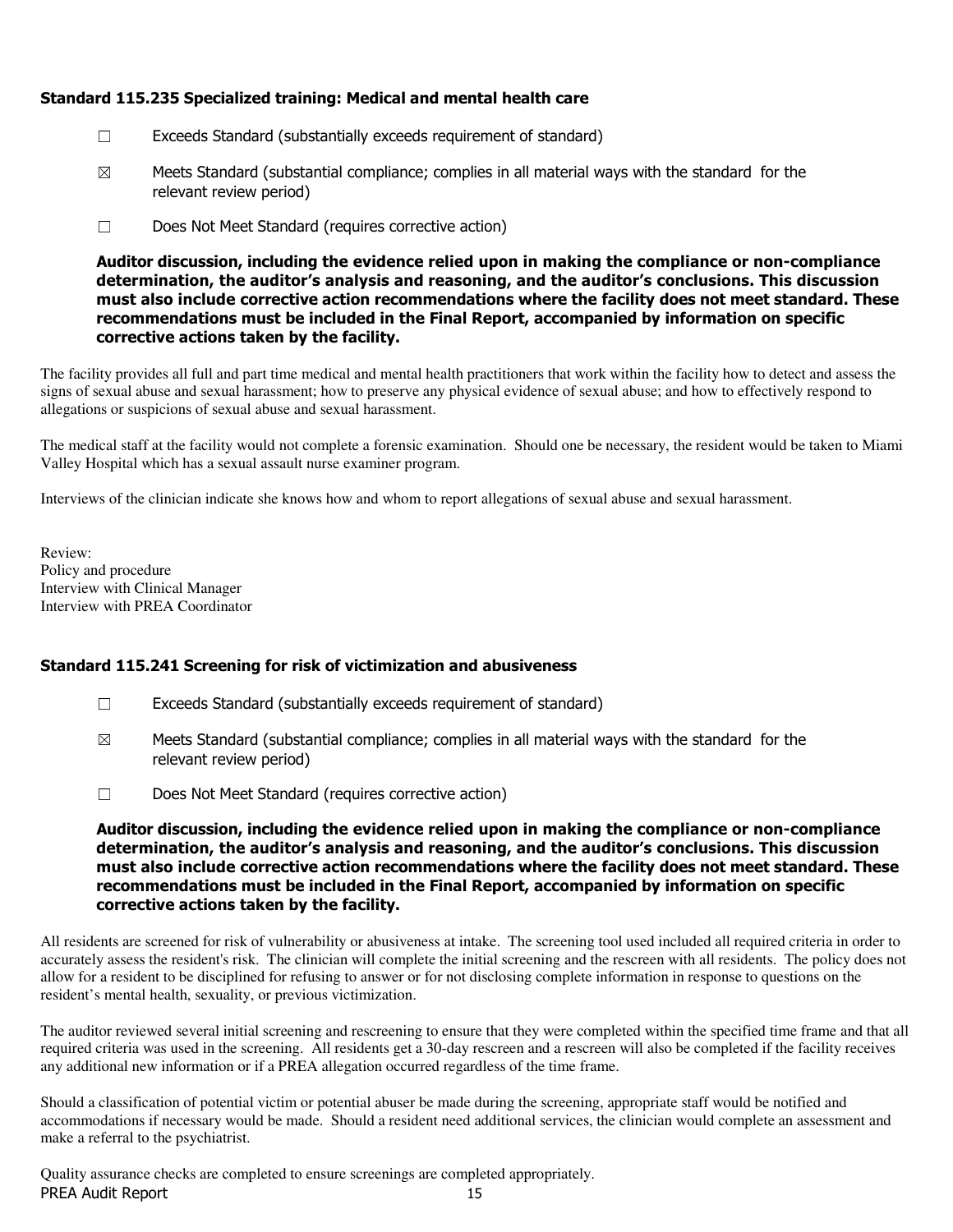### Standard 115.235 Specialized training: Medical and mental health care

☐ Exceeds Standard (substantially exceeds requirement of standard)

☒ Meets Standard (substantial compliance; complies in all material ways with the standard for the relevant review period)

☐ Does Not Meet Standard (requires corrective action)

**Auditor discussion, including the evidence relied upon in making the compliance or non-compliance determination, the auditor's analysis and reasoning, and the auditor's conclusions. This discussion must also include corrective action recommendations where the facility does not meet standard. These recommendations must be included in the Final Report, accompanied by information on specific corrective actions taken by the facility.**

The facility provides all full and part time medical and mental health practitioners that work within the facility how to detect and assess the signs of sexual abuse and sexual harassment; how to preserve any physical evidence of sexual abuse; and how to effectively respond to allegations or suspicions of sexual abuse and sexual harassment.

The medical staff at the facility would not complete a forensic examination. Should one be necessary, the resident would be taken to Miami Valley Hospital which has a sexual assault nurse examiner program.

Interviews of the clinician indicate she knows how and whom to report allegations of sexual abuse and sexual harassment.

Review:
Policy and procedure
Interview with Clinical Manager
Interview with PREA Coordinator

### Standard 115.241 Screening for risk of victimization and abusiveness

☐ Exceeds Standard (substantially exceeds requirement of standard)

☒ Meets Standard (substantial compliance; complies in all material ways with the standard for the relevant review period)

☐ Does Not Meet Standard (requires corrective action)

**Auditor discussion, including the evidence relied upon in making the compliance or non-compliance determination, the auditor's analysis and reasoning, and the auditor's conclusions. This discussion must also include corrective action recommendations where the facility does not meet standard. These recommendations must be included in the Final Report, accompanied by information on specific corrective actions taken by the facility.**

All residents are screened for risk of vulnerability or abusiveness at intake. The screening tool used included all required criteria in order to accurately assess the resident's risk. The clinician will complete the initial screening and the rescreen with all residents. The policy does not allow for a resident to be disciplined for refusing to answer or for not disclosing complete information in response to questions on the resident's mental health, sexuality, or previous victimization.

The auditor reviewed several initial screening and rescreening to ensure that they were completed within the specified time frame and that all required criteria was used in the screening. All residents get a 30-day rescreen and a rescreen will also be completed if the facility receives any additional new information or if a PREA allegation occurred regardless of the time frame.

Should a classification of potential victim or potential abuser be made during the screening, appropriate staff would be notified and accommodations if necessary would be made. Should a resident need additional services, the clinician would complete an assessment and make a referral to the psychiatrist.

Quality assurance checks are completed to ensure screenings are completed appropriately.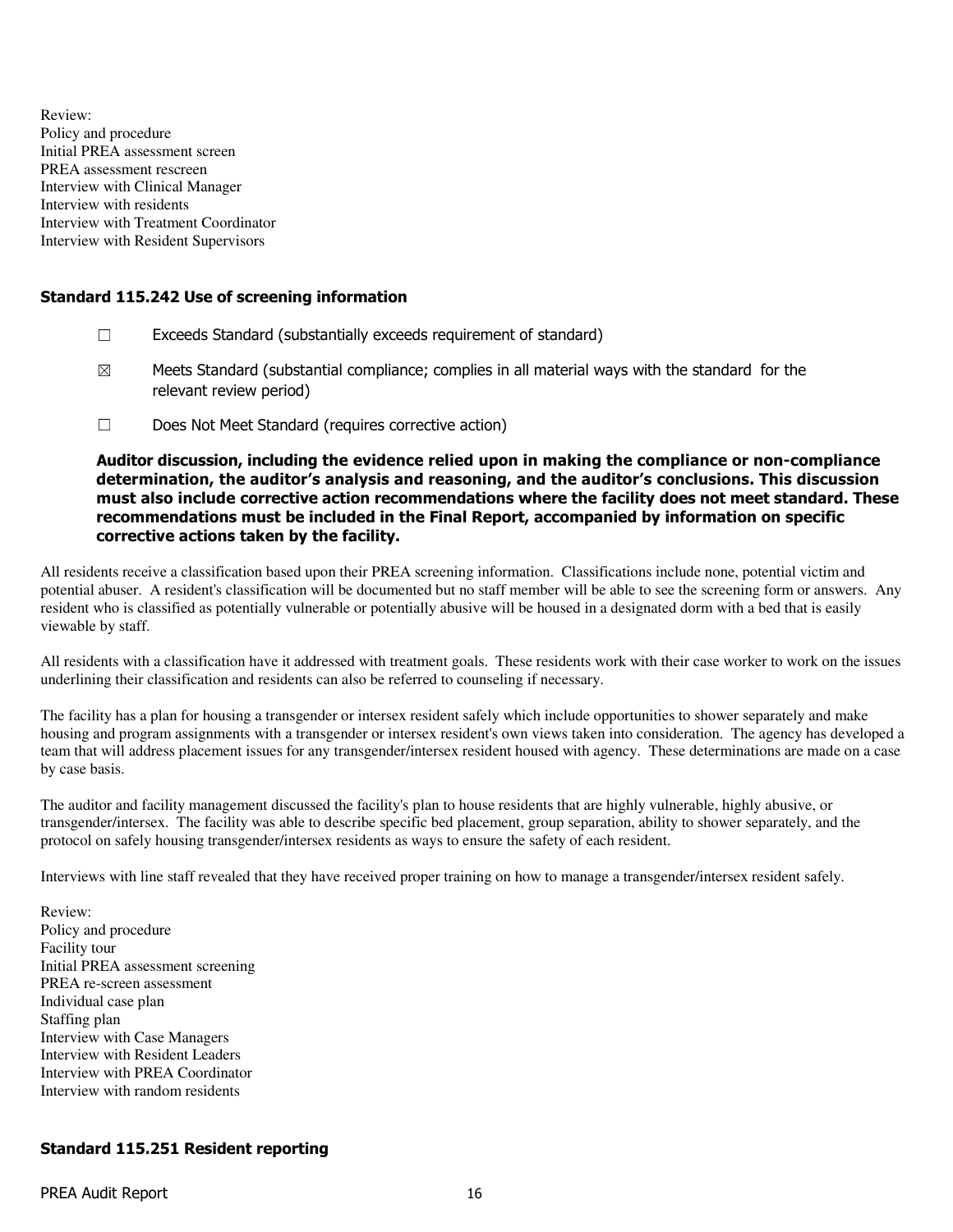Review:
Policy and procedure
Initial PREA assessment screen
PREA assessment rescreen
Interview with Clinical Manager
Interview with residents
Interview with Treatment Coordinator
Interview with Resident Supervisors

### Standard 115.242 Use of screening information

☐ Exceeds Standard (substantially exceeds requirement of standard)

☒ Meets Standard (substantial compliance; complies in all material ways with the standard for the relevant review period)

☐ Does Not Meet Standard (requires corrective action)

**Auditor discussion, including the evidence relied upon in making the compliance or non-compliance determination, the auditor's analysis and reasoning, and the auditor's conclusions. This discussion must also include corrective action recommendations where the facility does not meet standard. These recommendations must be included in the Final Report, accompanied by information on specific corrective actions taken by the facility.**

All residents receive a classification based upon their PREA screening information. Classifications include none, potential victim and potential abuser. A resident's classification will be documented but no staff member will be able to see the screening form or answers. Any resident who is classified as potentially vulnerable or potentially abusive will be housed in a designated dorm with a bed that is easily viewable by staff.

All residents with a classification have it addressed with treatment goals. These residents work with their case worker to work on the issues underlining their classification and residents can also be referred to counseling if necessary.

The facility has a plan for housing a transgender or intersex resident safely which include opportunities to shower separately and make housing and program assignments with a transgender or intersex resident's own views taken into consideration. The agency has developed a team that will address placement issues for any transgender/intersex resident housed with agency. These determinations are made on a case by case basis.

The auditor and facility management discussed the facility's plan to house residents that are highly vulnerable, highly abusive, or transgender/intersex. The facility was able to describe specific bed placement, group separation, ability to shower separately, and the protocol on safely housing transgender/intersex residents as ways to ensure the safety of each resident.

Interviews with line staff revealed that they have received proper training on how to manage a transgender/intersex resident safely.

Review:
Policy and procedure
Facility tour
Initial PREA assessment screening
PREA re-screen assessment
Individual case plan
Staffing plan
Interview with Case Managers
Interview with Resident Leaders
Interview with PREA Coordinator
Interview with random residents

### Standard 115.251 Resident reporting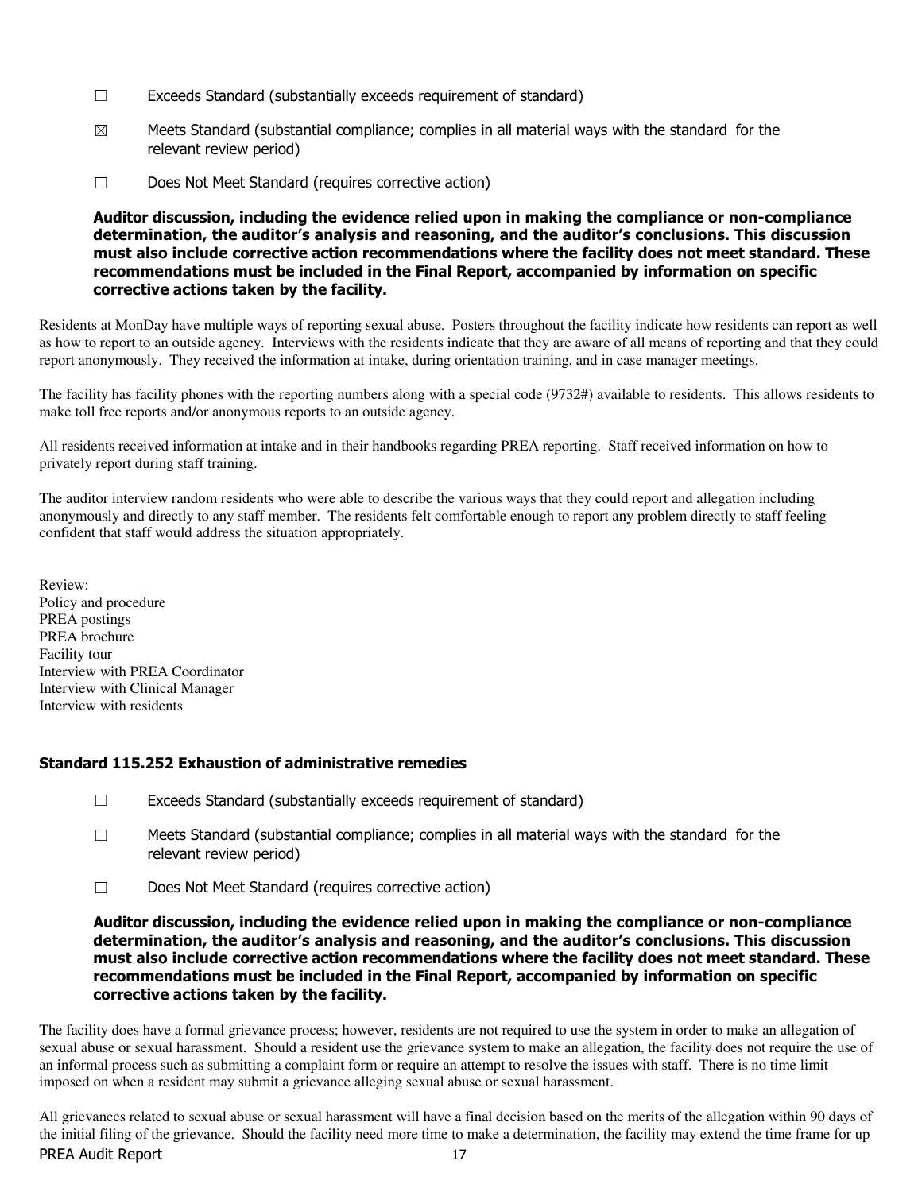☐ Exceeds Standard (substantially exceeds requirement of standard)

☒ Meets Standard (substantial compliance; complies in all material ways with the standard for the relevant review period)

☐ Does Not Meet Standard (requires corrective action)

**Auditor discussion, including the evidence relied upon in making the compliance or non-compliance determination, the auditor's analysis and reasoning, and the auditor's conclusions. This discussion must also include corrective action recommendations where the facility does not meet standard. These recommendations must be included in the Final Report, accompanied by information on specific corrective actions taken by the facility.**

Residents at MonDay have multiple ways of reporting sexual abuse. Posters throughout the facility indicate how residents can report as well as how to report to an outside agency. Interviews with the residents indicate that they are aware of all means of reporting and that they could report anonymously. They received the information at intake, during orientation training, and in case manager meetings.

The facility has facility phones with the reporting numbers along with a special code (9732#) available to residents. This allows residents to make toll free reports and/or anonymous reports to an outside agency.

All residents received information at intake and in their handbooks regarding PREA reporting. Staff received information on how to privately report during staff training.

The auditor interview random residents who were able to describe the various ways that they could report and allegation including anonymously and directly to any staff member. The residents felt comfortable enough to report any problem directly to staff feeling confident that staff would address the situation appropriately.

Review:
Policy and procedure
PREA postings
PREA brochure
Facility tour
Interview with PREA Coordinator
Interview with Clinical Manager
Interview with residents

### Standard 115.252 Exhaustion of administrative remedies

☐ Exceeds Standard (substantially exceeds requirement of standard)

☐ Meets Standard (substantial compliance; complies in all material ways with the standard for the relevant review period)

☐ Does Not Meet Standard (requires corrective action)

**Auditor discussion, including the evidence relied upon in making the compliance or non-compliance determination, the auditor's analysis and reasoning, and the auditor's conclusions. This discussion must also include corrective action recommendations where the facility does not meet standard. These recommendations must be included in the Final Report, accompanied by information on specific corrective actions taken by the facility.**

The facility does have a formal grievance process; however, residents are not required to use the system in order to make an allegation of sexual abuse or sexual harassment. Should a resident use the grievance system to make an allegation, the facility does not require the use of an informal process such as submitting a complaint form or require an attempt to resolve the issues with staff. There is no time limit imposed on when a resident may submit a grievance alleging sexual abuse or sexual harassment.

All grievances related to sexual abuse or sexual harassment will have a final decision based on the merits of the allegation within 90 days of the initial filing of the grievance. Should the facility need more time to make a determination, the facility may extend the time frame for up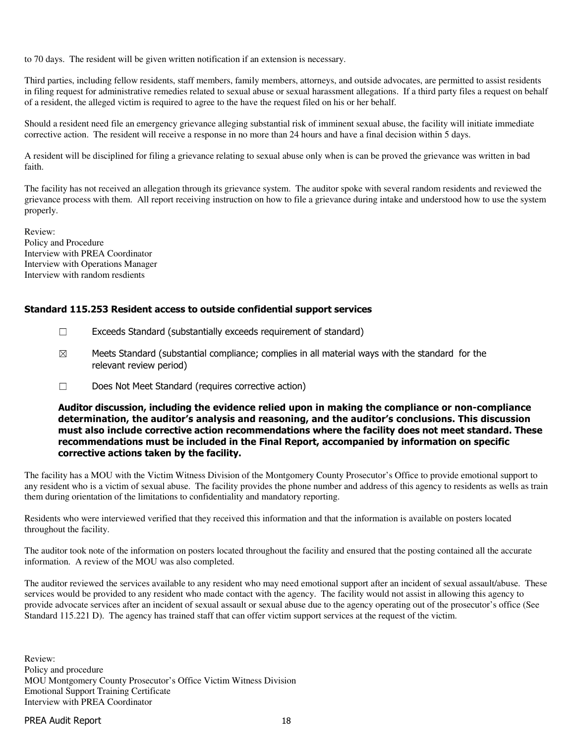to 70 days. The resident will be given written notification if an extension is necessary.

Third parties, including fellow residents, staff members, family members, attorneys, and outside advocates, are permitted to assist residents in filing request for administrative remedies related to sexual abuse or sexual harassment allegations. If a third party files a request on behalf of a resident, the alleged victim is required to agree to the have the request filed on his or her behalf.

Should a resident need file an emergency grievance alleging substantial risk of imminent sexual abuse, the facility will initiate immediate corrective action. The resident will receive a response in no more than 24 hours and have a final decision within 5 days.

A resident will be disciplined for filing a grievance relating to sexual abuse only when is can be proved the grievance was written in bad faith.

The facility has not received an allegation through its grievance system. The auditor spoke with several random residents and reviewed the grievance process with them. All report receiving instruction on how to file a grievance during intake and understood how to use the system properly.

Review:
Policy and Procedure
Interview with PREA Coordinator
Interview with Operations Manager
Interview with random resdients

### Standard 115.253 Resident access to outside confidential support services

☐ Exceeds Standard (substantially exceeds requirement of standard)

☒ Meets Standard (substantial compliance; complies in all material ways with the standard for the relevant review period)

☐ Does Not Meet Standard (requires corrective action)

**Auditor discussion, including the evidence relied upon in making the compliance or non-compliance determination, the auditor's analysis and reasoning, and the auditor's conclusions. This discussion must also include corrective action recommendations where the facility does not meet standard. These recommendations must be included in the Final Report, accompanied by information on specific corrective actions taken by the facility.**

The facility has a MOU with the Victim Witness Division of the Montgomery County Prosecutor's Office to provide emotional support to any resident who is a victim of sexual abuse. The facility provides the phone number and address of this agency to residents as wells as train them during orientation of the limitations to confidentiality and mandatory reporting.

Residents who were interviewed verified that they received this information and that the information is available on posters located throughout the facility.

The auditor took note of the information on posters located throughout the facility and ensured that the posting contained all the accurate information. A review of the MOU was also completed.

The auditor reviewed the services available to any resident who may need emotional support after an incident of sexual assault/abuse. These services would be provided to any resident who made contact with the agency. The facility would not assist in allowing this agency to provide advocate services after an incident of sexual assault or sexual abuse due to the agency operating out of the prosecutor's office (See Standard 115.221 D). The agency has trained staff that can offer victim support services at the request of the victim.

Review:
Policy and procedure
MOU Montgomery County Prosecutor's Office Victim Witness Division
Emotional Support Training Certificate
Interview with PREA Coordinator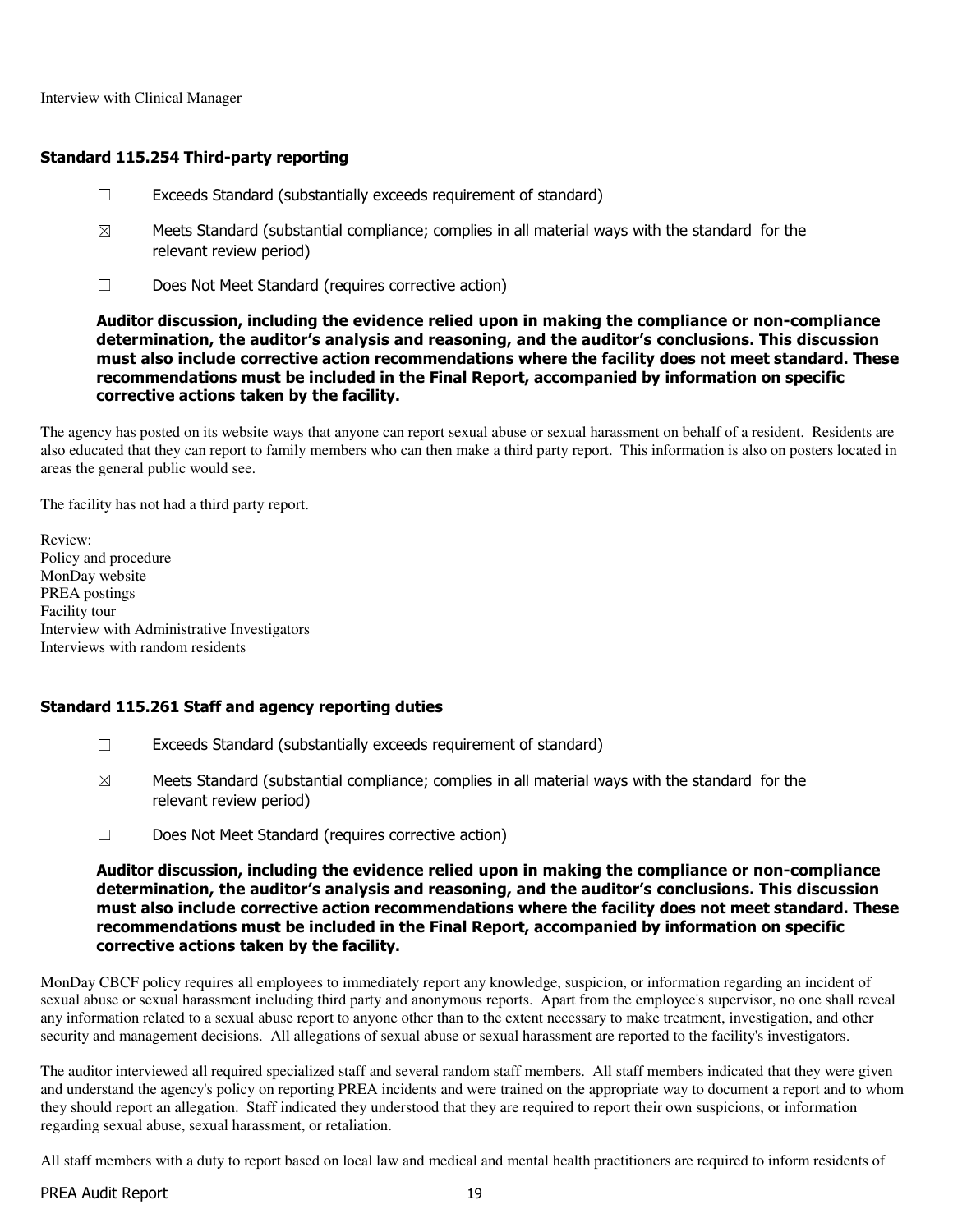Interview with Clinical Manager

### Standard 115.254 Third-party reporting

☐ Exceeds Standard (substantially exceeds requirement of standard)

☒ Meets Standard (substantial compliance; complies in all material ways with the standard for the relevant review period)

☐ Does Not Meet Standard (requires corrective action)

**Auditor discussion, including the evidence relied upon in making the compliance or non-compliance determination, the auditor's analysis and reasoning, and the auditor's conclusions. This discussion must also include corrective action recommendations where the facility does not meet standard. These recommendations must be included in the Final Report, accompanied by information on specific corrective actions taken by the facility.**

The agency has posted on its website ways that anyone can report sexual abuse or sexual harassment on behalf of a resident. Residents are also educated that they can report to family members who can then make a third party report. This information is also on posters located in areas the general public would see.

The facility has not had a third party report.

Review:
Policy and procedure
MonDay website
PREA postings
Facility tour
Interview with Administrative Investigators
Interviews with random residents

### Standard 115.261 Staff and agency reporting duties

☐ Exceeds Standard (substantially exceeds requirement of standard)

☒ Meets Standard (substantial compliance; complies in all material ways with the standard for the relevant review period)

☐ Does Not Meet Standard (requires corrective action)

**Auditor discussion, including the evidence relied upon in making the compliance or non-compliance determination, the auditor's analysis and reasoning, and the auditor's conclusions. This discussion must also include corrective action recommendations where the facility does not meet standard. These recommendations must be included in the Final Report, accompanied by information on specific corrective actions taken by the facility.**

MonDay CBCF policy requires all employees to immediately report any knowledge, suspicion, or information regarding an incident of sexual abuse or sexual harassment including third party and anonymous reports. Apart from the employee's supervisor, no one shall reveal any information related to a sexual abuse report to anyone other than to the extent necessary to make treatment, investigation, and other security and management decisions. All allegations of sexual abuse or sexual harassment are reported to the facility's investigators.

The auditor interviewed all required specialized staff and several random staff members. All staff members indicated that they were given and understand the agency's policy on reporting PREA incidents and were trained on the appropriate way to document a report and to whom they should report an allegation. Staff indicated they understood that they are required to report their own suspicions, or information regarding sexual abuse, sexual harassment, or retaliation.

All staff members with a duty to report based on local law and medical and mental health practitioners are required to inform residents of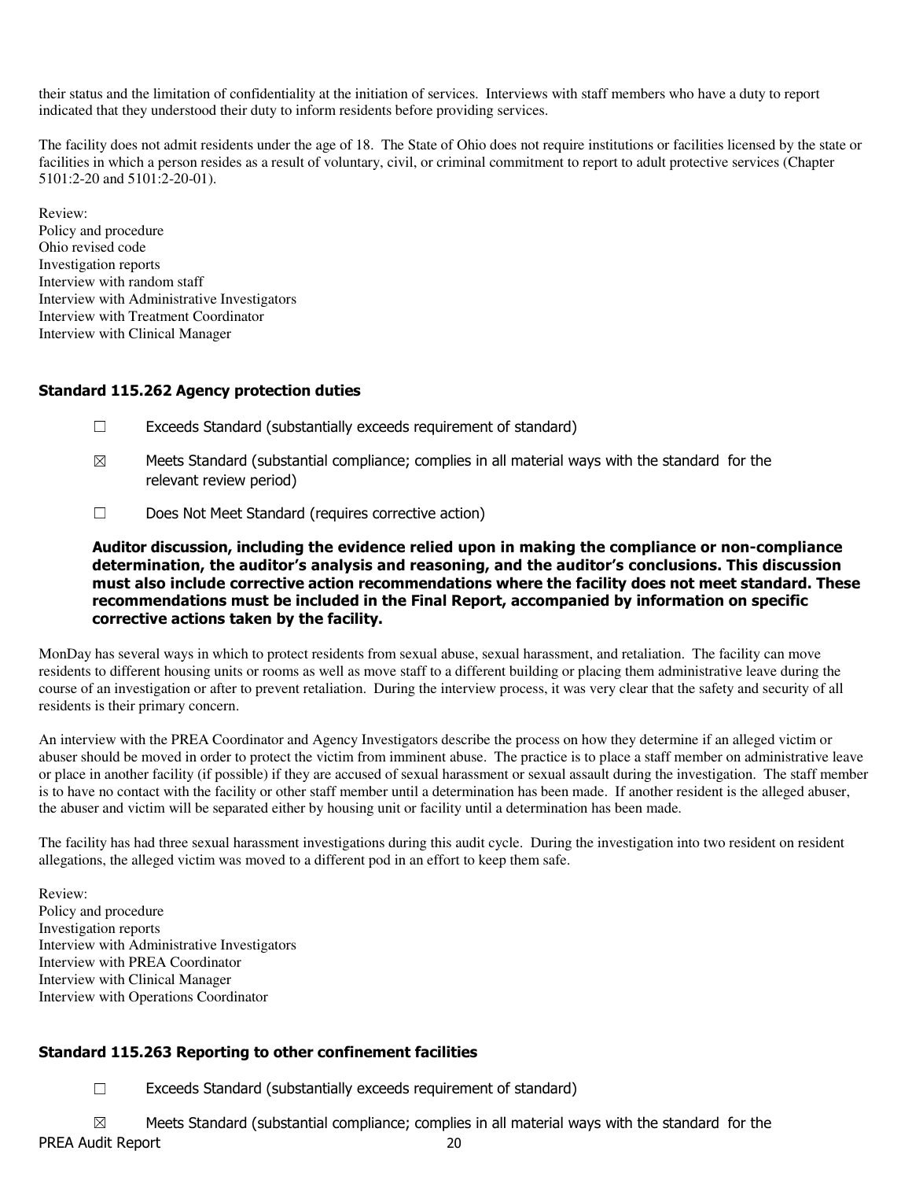their status and the limitation of confidentiality at the initiation of services. Interviews with staff members who have a duty to report indicated that they understood their duty to inform residents before providing services.

The facility does not admit residents under the age of 18. The State of Ohio does not require institutions or facilities licensed by the state or facilities in which a person resides as a result of voluntary, civil, or criminal commitment to report to adult protective services (Chapter 5101:2-20 and 5101:2-20-01).

Review:
Policy and procedure
Ohio revised code
Investigation reports
Interview with random staff
Interview with Administrative Investigators
Interview with Treatment Coordinator
Interview with Clinical Manager

### Standard 115.262 Agency protection duties

☐ Exceeds Standard (substantially exceeds requirement of standard)

☒ Meets Standard (substantial compliance; complies in all material ways with the standard for the relevant review period)

☐ Does Not Meet Standard (requires corrective action)

**Auditor discussion, including the evidence relied upon in making the compliance or non-compliance determination, the auditor's analysis and reasoning, and the auditor's conclusions. This discussion must also include corrective action recommendations where the facility does not meet standard. These recommendations must be included in the Final Report, accompanied by information on specific corrective actions taken by the facility.**

MonDay has several ways in which to protect residents from sexual abuse, sexual harassment, and retaliation. The facility can move residents to different housing units or rooms as well as move staff to a different building or placing them administrative leave during the course of an investigation or after to prevent retaliation. During the interview process, it was very clear that the safety and security of all residents is their primary concern.

An interview with the PREA Coordinator and Agency Investigators describe the process on how they determine if an alleged victim or abuser should be moved in order to protect the victim from imminent abuse. The practice is to place a staff member on administrative leave or place in another facility (if possible) if they are accused of sexual harassment or sexual assault during the investigation. The staff member is to have no contact with the facility or other staff member until a determination has been made. If another resident is the alleged abuser, the abuser and victim will be separated either by housing unit or facility until a determination has been made.

The facility has had three sexual harassment investigations during this audit cycle. During the investigation into two resident on resident allegations, the alleged victim was moved to a different pod in an effort to keep them safe.

Review:
Policy and procedure
Investigation reports
Interview with Administrative Investigators
Interview with PREA Coordinator
Interview with Clinical Manager
Interview with Operations Coordinator

### Standard 115.263 Reporting to other confinement facilities

☐ Exceeds Standard (substantially exceeds requirement of standard)

☒ Meets Standard (substantial compliance; complies in all material ways with the standard for the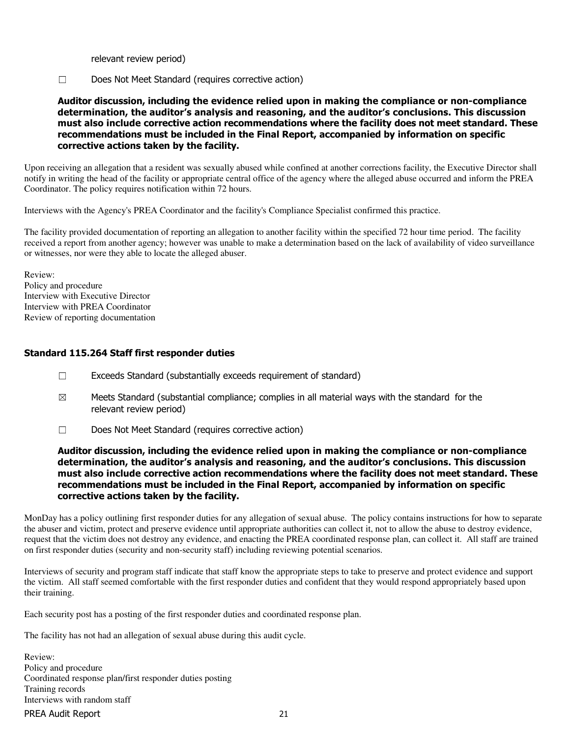relevant review period)

☐ Does Not Meet Standard (requires corrective action)

**Auditor discussion, including the evidence relied upon in making the compliance or non-compliance determination, the auditor's analysis and reasoning, and the auditor's conclusions. This discussion must also include corrective action recommendations where the facility does not meet standard. These recommendations must be included in the Final Report, accompanied by information on specific corrective actions taken by the facility.**

Upon receiving an allegation that a resident was sexually abused while confined at another corrections facility, the Executive Director shall notify in writing the head of the facility or appropriate central office of the agency where the alleged abuse occurred and inform the PREA Coordinator. The policy requires notification within 72 hours.

Interviews with the Agency's PREA Coordinator and the facility's Compliance Specialist confirmed this practice.

The facility provided documentation of reporting an allegation to another facility within the specified 72 hour time period. The facility received a report from another agency; however was unable to make a determination based on the lack of availability of video surveillance or witnesses, nor were they able to locate the alleged abuser.

Review:
Policy and procedure
Interview with Executive Director
Interview with PREA Coordinator
Review of reporting documentation

### Standard 115.264 Staff first responder duties

☐ Exceeds Standard (substantially exceeds requirement of standard)

☒ Meets Standard (substantial compliance; complies in all material ways with the standard for the relevant review period)

☐ Does Not Meet Standard (requires corrective action)

**Auditor discussion, including the evidence relied upon in making the compliance or non-compliance determination, the auditor's analysis and reasoning, and the auditor's conclusions. This discussion must also include corrective action recommendations where the facility does not meet standard. These recommendations must be included in the Final Report, accompanied by information on specific corrective actions taken by the facility.**

MonDay has a policy outlining first responder duties for any allegation of sexual abuse. The policy contains instructions for how to separate the abuser and victim, protect and preserve evidence until appropriate authorities can collect it, not to allow the abuse to destroy evidence, request that the victim does not destroy any evidence, and enacting the PREA coordinated response plan, can collect it. All staff are trained on first responder duties (security and non-security staff) including reviewing potential scenarios.

Interviews of security and program staff indicate that staff know the appropriate steps to take to preserve and protect evidence and support the victim. All staff seemed comfortable with the first responder duties and confident that they would respond appropriately based upon their training.

Each security post has a posting of the first responder duties and coordinated response plan.

The facility has not had an allegation of sexual abuse during this audit cycle.

Review:
Policy and procedure
Coordinated response plan/first responder duties posting
Training records
Interviews with random staff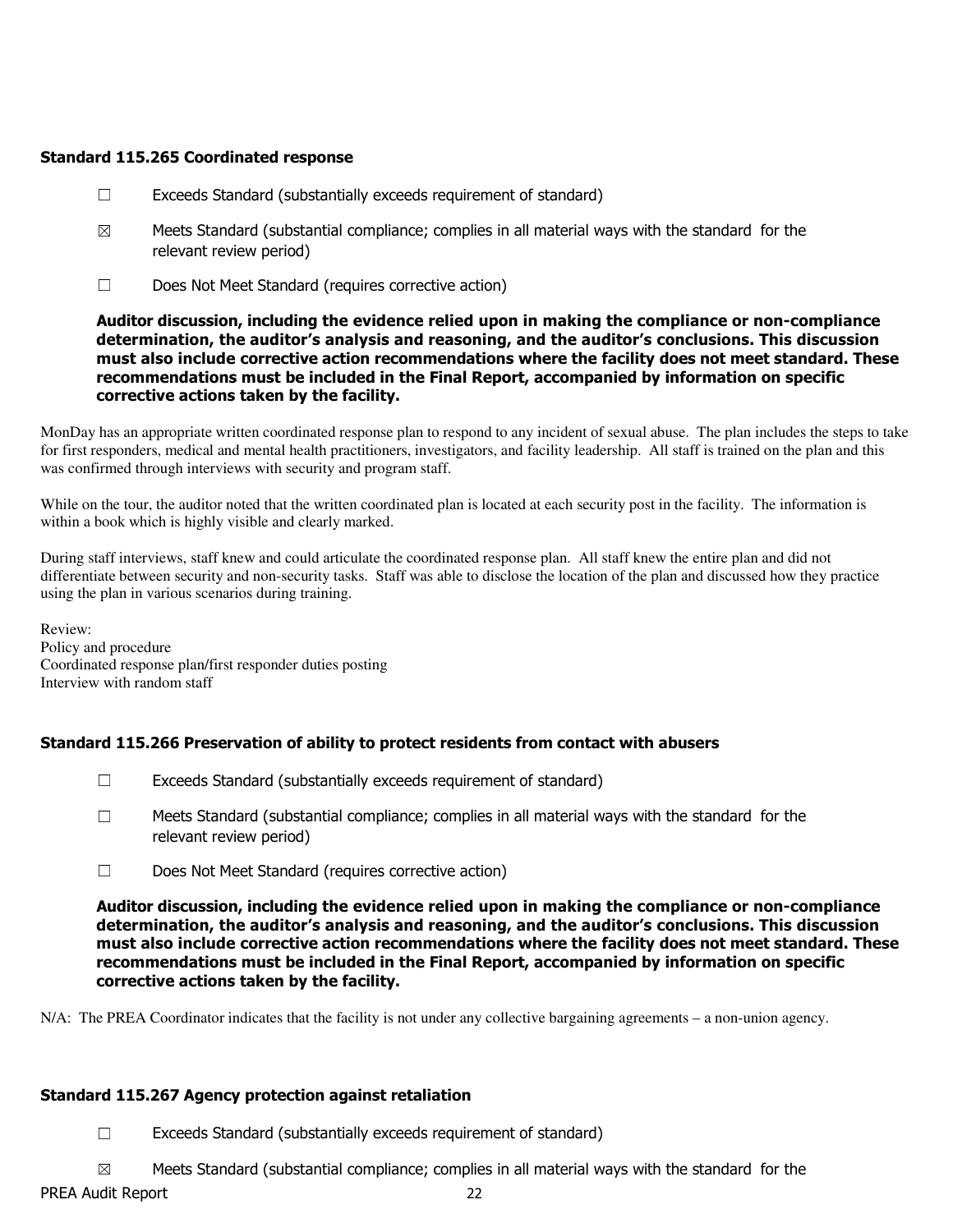### Standard 115.265 Coordinated response

☐ Exceeds Standard (substantially exceeds requirement of standard)

☒ Meets Standard (substantial compliance; complies in all material ways with the standard for the relevant review period)

☐ Does Not Meet Standard (requires corrective action)

**Auditor discussion, including the evidence relied upon in making the compliance or non-compliance determination, the auditor's analysis and reasoning, and the auditor's conclusions. This discussion must also include corrective action recommendations where the facility does not meet standard. These recommendations must be included in the Final Report, accompanied by information on specific corrective actions taken by the facility.**

MonDay has an appropriate written coordinated response plan to respond to any incident of sexual abuse. The plan includes the steps to take for first responders, medical and mental health practitioners, investigators, and facility leadership. All staff is trained on the plan and this was confirmed through interviews with security and program staff.

While on the tour, the auditor noted that the written coordinated plan is located at each security post in the facility. The information is within a book which is highly visible and clearly marked.

During staff interviews, staff knew and could articulate the coordinated response plan. All staff knew the entire plan and did not differentiate between security and non-security tasks. Staff was able to disclose the location of the plan and discussed how they practice using the plan in various scenarios during training.

Review:
Policy and procedure
Coordinated response plan/first responder duties posting
Interview with random staff

### Standard 115.266 Preservation of ability to protect residents from contact with abusers

☐ Exceeds Standard (substantially exceeds requirement of standard)

☐ Meets Standard (substantial compliance; complies in all material ways with the standard for the relevant review period)

☐ Does Not Meet Standard (requires corrective action)

**Auditor discussion, including the evidence relied upon in making the compliance or non-compliance determination, the auditor's analysis and reasoning, and the auditor's conclusions. This discussion must also include corrective action recommendations where the facility does not meet standard. These recommendations must be included in the Final Report, accompanied by information on specific corrective actions taken by the facility.**

N/A: The PREA Coordinator indicates that the facility is not under any collective bargaining agreements – a non-union agency.

### Standard 115.267 Agency protection against retaliation

☐ Exceeds Standard (substantially exceeds requirement of standard)

☒ Meets Standard (substantial compliance; complies in all material ways with the standard for the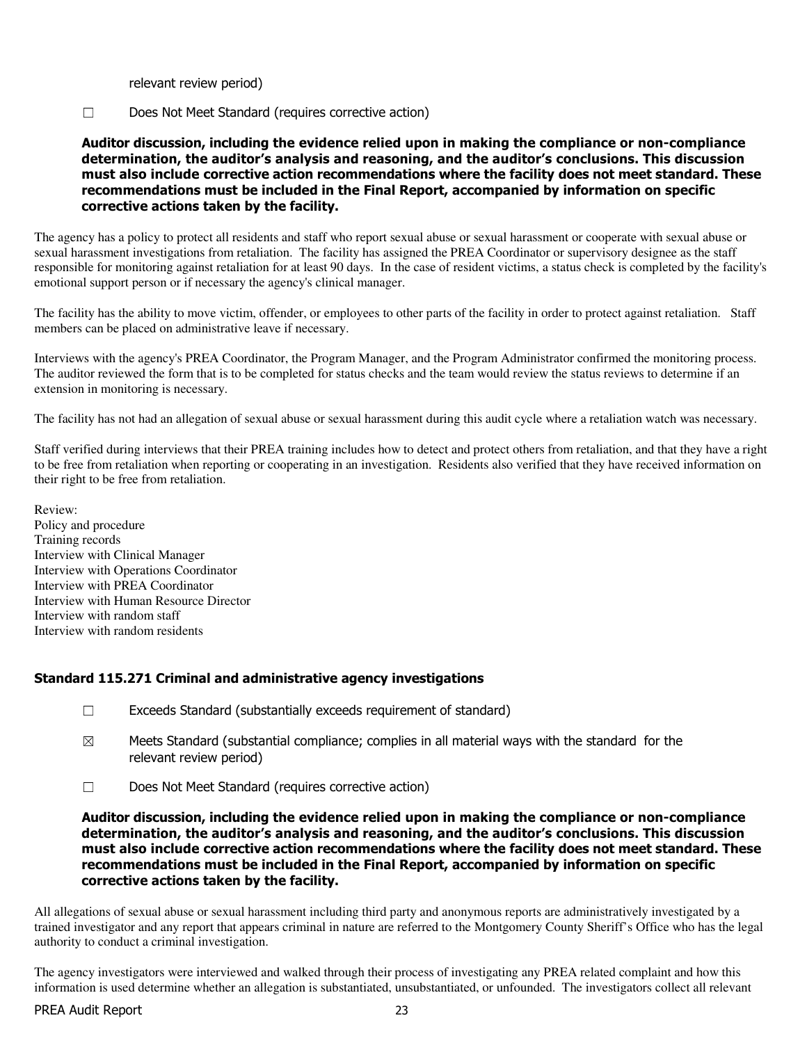relevant review period)

☐ Does Not Meet Standard (requires corrective action)

**Auditor discussion, including the evidence relied upon in making the compliance or non-compliance determination, the auditor's analysis and reasoning, and the auditor's conclusions. This discussion must also include corrective action recommendations where the facility does not meet standard. These recommendations must be included in the Final Report, accompanied by information on specific corrective actions taken by the facility.**

The agency has a policy to protect all residents and staff who report sexual abuse or sexual harassment or cooperate with sexual abuse or sexual harassment investigations from retaliation. The facility has assigned the PREA Coordinator or supervisory designee as the staff responsible for monitoring against retaliation for at least 90 days. In the case of resident victims, a status check is completed by the facility's emotional support person or if necessary the agency's clinical manager.

The facility has the ability to move victim, offender, or employees to other parts of the facility in order to protect against retaliation. Staff members can be placed on administrative leave if necessary.

Interviews with the agency's PREA Coordinator, the Program Manager, and the Program Administrator confirmed the monitoring process. The auditor reviewed the form that is to be completed for status checks and the team would review the status reviews to determine if an extension in monitoring is necessary.

The facility has not had an allegation of sexual abuse or sexual harassment during this audit cycle where a retaliation watch was necessary.

Staff verified during interviews that their PREA training includes how to detect and protect others from retaliation, and that they have a right to be free from retaliation when reporting or cooperating in an investigation. Residents also verified that they have received information on their right to be free from retaliation.

Review:
Policy and procedure
Training records
Interview with Clinical Manager
Interview with Operations Coordinator
Interview with PREA Coordinator
Interview with Human Resource Director
Interview with random staff
Interview with random residents

### Standard 115.271 Criminal and administrative agency investigations

☐ Exceeds Standard (substantially exceeds requirement of standard)

☒ Meets Standard (substantial compliance; complies in all material ways with the standard for the relevant review period)

☐ Does Not Meet Standard (requires corrective action)

**Auditor discussion, including the evidence relied upon in making the compliance or non-compliance determination, the auditor's analysis and reasoning, and the auditor's conclusions. This discussion must also include corrective action recommendations where the facility does not meet standard. These recommendations must be included in the Final Report, accompanied by information on specific corrective actions taken by the facility.**

All allegations of sexual abuse or sexual harassment including third party and anonymous reports are administratively investigated by a trained investigator and any report that appears criminal in nature are referred to the Montgomery County Sheriff's Office who has the legal authority to conduct a criminal investigation.

The agency investigators were interviewed and walked through their process of investigating any PREA related complaint and how this information is used determine whether an allegation is substantiated, unsubstantiated, or unfounded. The investigators collect all relevant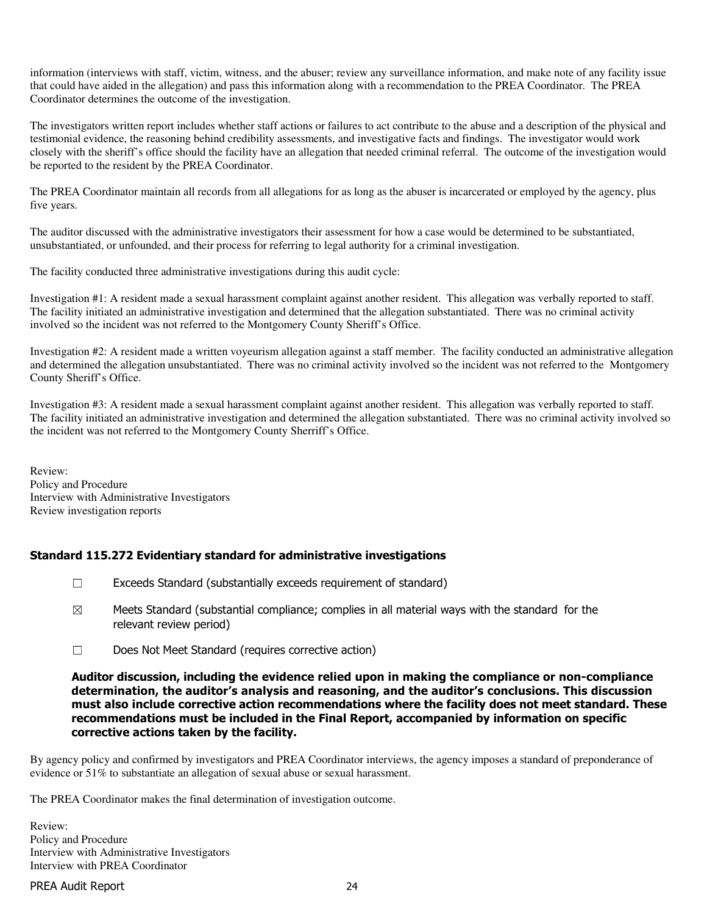information (interviews with staff, victim, witness, and the abuser; review any surveillance information, and make note of any facility issue that could have aided in the allegation) and pass this information along with a recommendation to the PREA Coordinator. The PREA Coordinator determines the outcome of the investigation.

The investigators written report includes whether staff actions or failures to act contribute to the abuse and a description of the physical and testimonial evidence, the reasoning behind credibility assessments, and investigative facts and findings. The investigator would work closely with the sheriff's office should the facility have an allegation that needed criminal referral. The outcome of the investigation would be reported to the resident by the PREA Coordinator.

The PREA Coordinator maintain all records from all allegations for as long as the abuser is incarcerated or employed by the agency, plus five years.

The auditor discussed with the administrative investigators their assessment for how a case would be determined to be substantiated, unsubstantiated, or unfounded, and their process for referring to legal authority for a criminal investigation.

The facility conducted three administrative investigations during this audit cycle:

Investigation #1: A resident made a sexual harassment complaint against another resident. This allegation was verbally reported to staff. The facility initiated an administrative investigation and determined that the allegation substantiated. There was no criminal activity involved so the incident was not referred to the Montgomery County Sheriff's Office.

Investigation #2: A resident made a written voyeurism allegation against a staff member. The facility conducted an administrative allegation and determined the allegation unsubstantiated. There was no criminal activity involved so the incident was not referred to the Montgomery County Sheriff's Office.

Investigation #3: A resident made a sexual harassment complaint against another resident. This allegation was verbally reported to staff. The facility initiated an administrative investigation and determined the allegation substantiated. There was no criminal activity involved so the incident was not referred to the Montgomery County Sherriff's Office.

Review:
Policy and Procedure
Interview with Administrative Investigators
Review investigation reports

### Standard 115.272 Evidentiary standard for administrative investigations

☐ Exceeds Standard (substantially exceeds requirement of standard)

☒ Meets Standard (substantial compliance; complies in all material ways with the standard for the relevant review period)

☐ Does Not Meet Standard (requires corrective action)

**Auditor discussion, including the evidence relied upon in making the compliance or non-compliance determination, the auditor's analysis and reasoning, and the auditor's conclusions. This discussion must also include corrective action recommendations where the facility does not meet standard. These recommendations must be included in the Final Report, accompanied by information on specific corrective actions taken by the facility.**

By agency policy and confirmed by investigators and PREA Coordinator interviews, the agency imposes a standard of preponderance of evidence or 51% to substantiate an allegation of sexual abuse or sexual harassment.

The PREA Coordinator makes the final determination of investigation outcome.

Review:
Policy and Procedure
Interview with Administrative Investigators
Interview with PREA Coordinator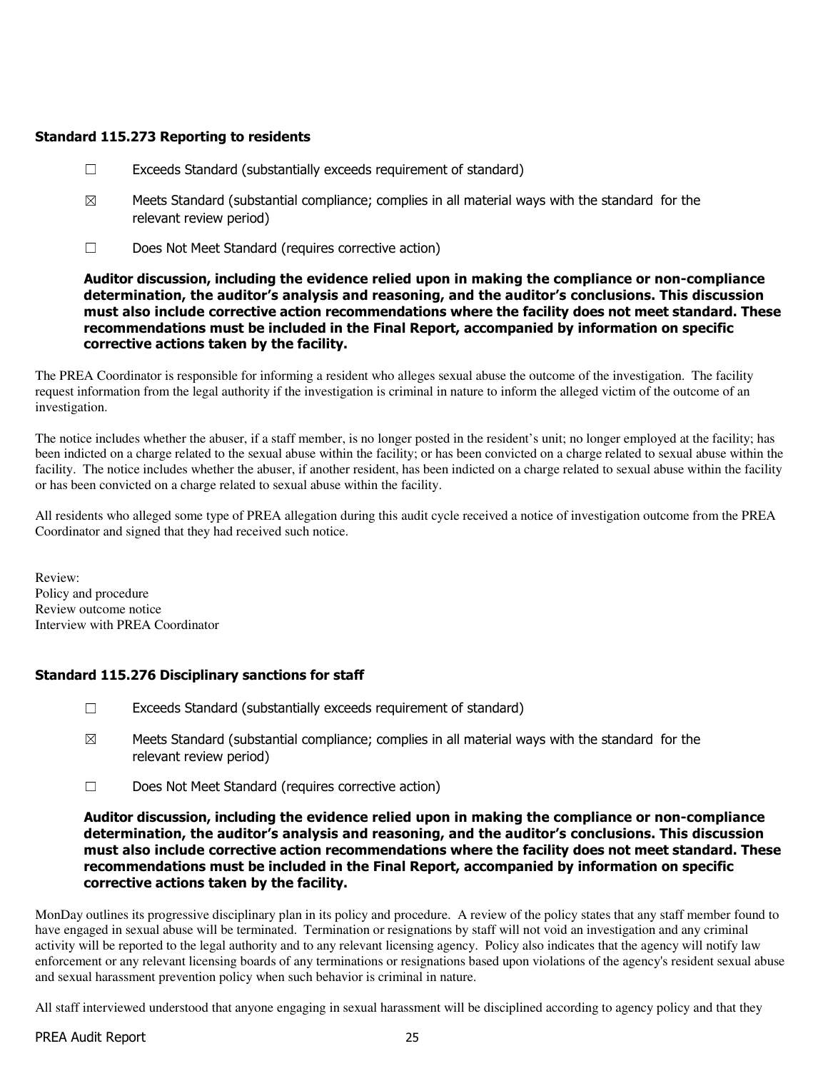### Standard 115.273 Reporting to residents

☐ Exceeds Standard (substantially exceeds requirement of standard)

☒ Meets Standard (substantial compliance; complies in all material ways with the standard for the relevant review period)

☐ Does Not Meet Standard (requires corrective action)

**Auditor discussion, including the evidence relied upon in making the compliance or non-compliance determination, the auditor's analysis and reasoning, and the auditor's conclusions. This discussion must also include corrective action recommendations where the facility does not meet standard. These recommendations must be included in the Final Report, accompanied by information on specific corrective actions taken by the facility.**

The PREA Coordinator is responsible for informing a resident who alleges sexual abuse the outcome of the investigation. The facility request information from the legal authority if the investigation is criminal in nature to inform the alleged victim of the outcome of an investigation.

The notice includes whether the abuser, if a staff member, is no longer posted in the resident's unit; no longer employed at the facility; has been indicted on a charge related to the sexual abuse within the facility; or has been convicted on a charge related to sexual abuse within the facility. The notice includes whether the abuser, if another resident, has been indicted on a charge related to sexual abuse within the facility or has been convicted on a charge related to sexual abuse within the facility.

All residents who alleged some type of PREA allegation during this audit cycle received a notice of investigation outcome from the PREA Coordinator and signed that they had received such notice.

Review:
Policy and procedure
Review outcome notice
Interview with PREA Coordinator

### Standard 115.276 Disciplinary sanctions for staff

☐ Exceeds Standard (substantially exceeds requirement of standard)

☒ Meets Standard (substantial compliance; complies in all material ways with the standard for the relevant review period)

☐ Does Not Meet Standard (requires corrective action)

**Auditor discussion, including the evidence relied upon in making the compliance or non-compliance determination, the auditor's analysis and reasoning, and the auditor's conclusions. This discussion must also include corrective action recommendations where the facility does not meet standard. These recommendations must be included in the Final Report, accompanied by information on specific corrective actions taken by the facility.**

MonDay outlines its progressive disciplinary plan in its policy and procedure. A review of the policy states that any staff member found to have engaged in sexual abuse will be terminated. Termination or resignations by staff will not void an investigation and any criminal activity will be reported to the legal authority and to any relevant licensing agency. Policy also indicates that the agency will notify law enforcement or any relevant licensing boards of any terminations or resignations based upon violations of the agency's resident sexual abuse and sexual harassment prevention policy when such behavior is criminal in nature.

All staff interviewed understood that anyone engaging in sexual harassment will be disciplined according to agency policy and that they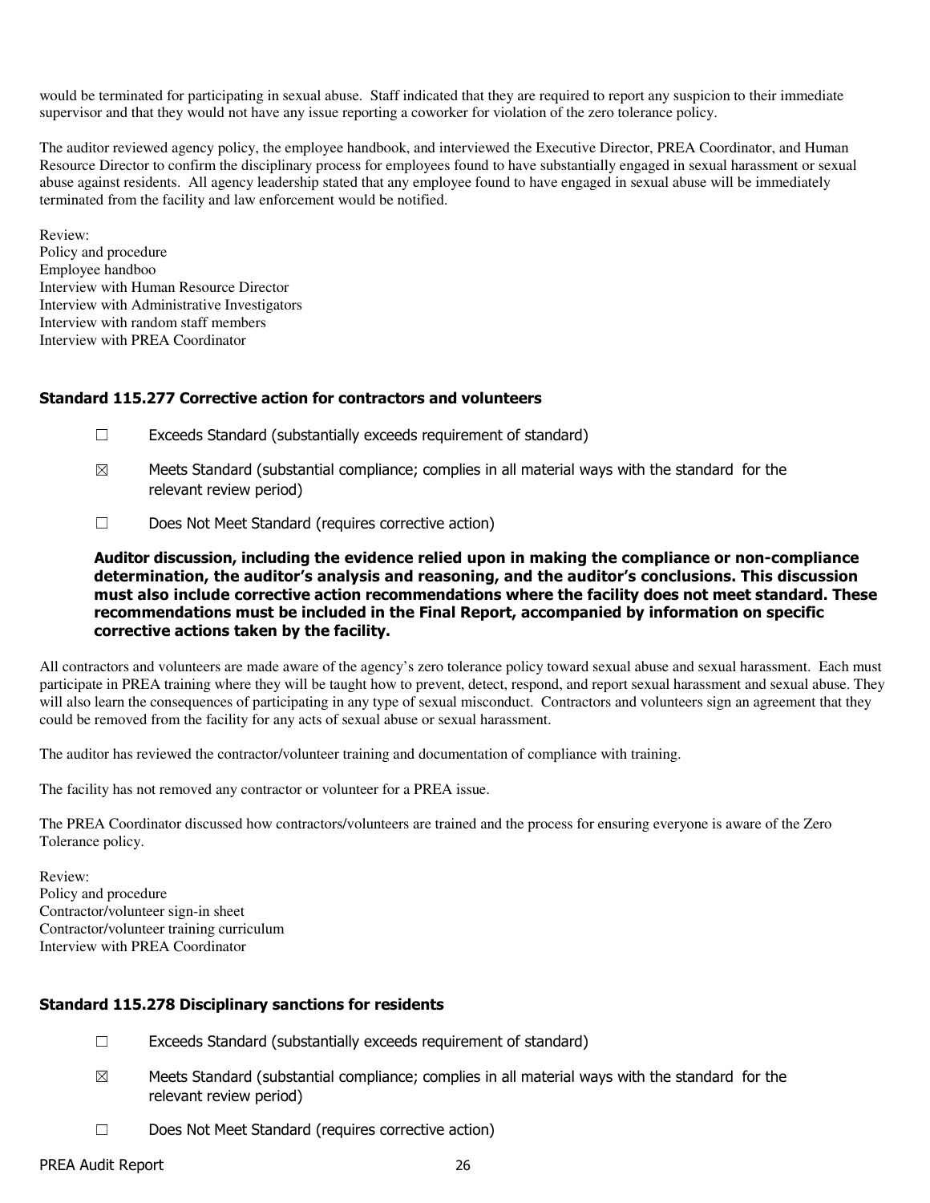would be terminated for participating in sexual abuse. Staff indicated that they are required to report any suspicion to their immediate supervisor and that they would not have any issue reporting a coworker for violation of the zero tolerance policy.

The auditor reviewed agency policy, the employee handbook, and interviewed the Executive Director, PREA Coordinator, and Human Resource Director to confirm the disciplinary process for employees found to have substantially engaged in sexual harassment or sexual abuse against residents. All agency leadership stated that any employee found to have engaged in sexual abuse will be immediately terminated from the facility and law enforcement would be notified.

Review:
Policy and procedure
Employee handboo
Interview with Human Resource Director
Interview with Administrative Investigators
Interview with random staff members
Interview with PREA Coordinator

### Standard 115.277 Corrective action for contractors and volunteers

☐ Exceeds Standard (substantially exceeds requirement of standard)

☒ Meets Standard (substantial compliance; complies in all material ways with the standard for the relevant review period)

☐ Does Not Meet Standard (requires corrective action)

**Auditor discussion, including the evidence relied upon in making the compliance or non-compliance determination, the auditor's analysis and reasoning, and the auditor's conclusions. This discussion must also include corrective action recommendations where the facility does not meet standard. These recommendations must be included in the Final Report, accompanied by information on specific corrective actions taken by the facility.**

All contractors and volunteers are made aware of the agency's zero tolerance policy toward sexual abuse and sexual harassment. Each must participate in PREA training where they will be taught how to prevent, detect, respond, and report sexual harassment and sexual abuse. They will also learn the consequences of participating in any type of sexual misconduct. Contractors and volunteers sign an agreement that they could be removed from the facility for any acts of sexual abuse or sexual harassment.

The auditor has reviewed the contractor/volunteer training and documentation of compliance with training.

The facility has not removed any contractor or volunteer for a PREA issue.

The PREA Coordinator discussed how contractors/volunteers are trained and the process for ensuring everyone is aware of the Zero Tolerance policy.

Review:
Policy and procedure
Contractor/volunteer sign-in sheet
Contractor/volunteer training curriculum
Interview with PREA Coordinator

### Standard 115.278 Disciplinary sanctions for residents

☐ Exceeds Standard (substantially exceeds requirement of standard)

☒ Meets Standard (substantial compliance; complies in all material ways with the standard for the relevant review period)

☐ Does Not Meet Standard (requires corrective action)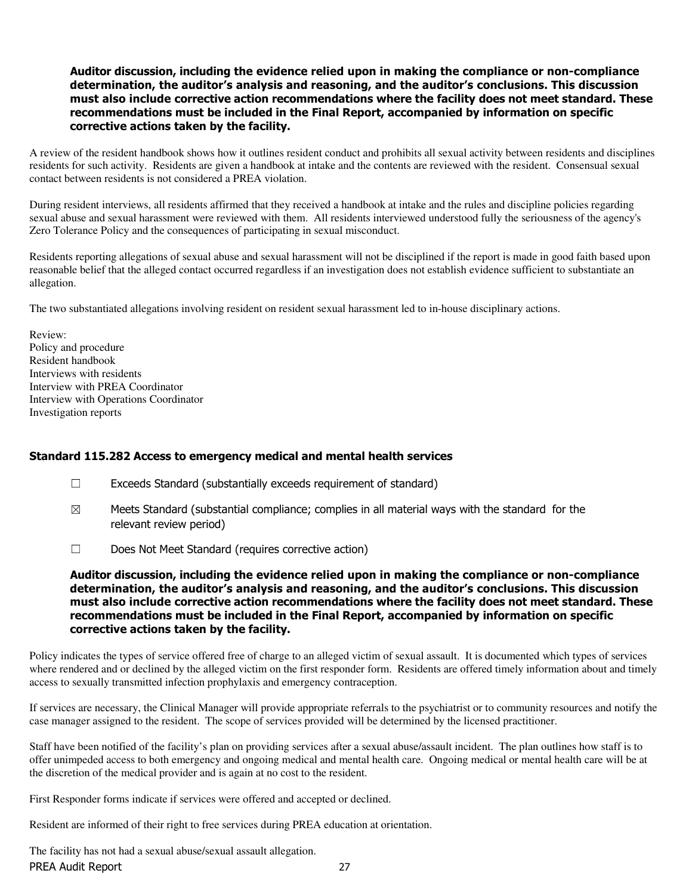**Auditor discussion, including the evidence relied upon in making the compliance or non-compliance determination, the auditor's analysis and reasoning, and the auditor's conclusions. This discussion must also include corrective action recommendations where the facility does not meet standard. These recommendations must be included in the Final Report, accompanied by information on specific corrective actions taken by the facility.**

A review of the resident handbook shows how it outlines resident conduct and prohibits all sexual activity between residents and disciplines residents for such activity. Residents are given a handbook at intake and the contents are reviewed with the resident. Consensual sexual contact between residents is not considered a PREA violation.

During resident interviews, all residents affirmed that they received a handbook at intake and the rules and discipline policies regarding sexual abuse and sexual harassment were reviewed with them. All residents interviewed understood fully the seriousness of the agency's Zero Tolerance Policy and the consequences of participating in sexual misconduct.

Residents reporting allegations of sexual abuse and sexual harassment will not be disciplined if the report is made in good faith based upon reasonable belief that the alleged contact occurred regardless if an investigation does not establish evidence sufficient to substantiate an allegation.

The two substantiated allegations involving resident on resident sexual harassment led to in-house disciplinary actions.

Review:
Policy and procedure
Resident handbook
Interviews with residents
Interview with PREA Coordinator
Interview with Operations Coordinator
Investigation reports

### Standard 115.282 Access to emergency medical and mental health services

☐ Exceeds Standard (substantially exceeds requirement of standard)

☒ Meets Standard (substantial compliance; complies in all material ways with the standard for the relevant review period)

☐ Does Not Meet Standard (requires corrective action)

**Auditor discussion, including the evidence relied upon in making the compliance or non-compliance determination, the auditor's analysis and reasoning, and the auditor's conclusions. This discussion must also include corrective action recommendations where the facility does not meet standard. These recommendations must be included in the Final Report, accompanied by information on specific corrective actions taken by the facility.**

Policy indicates the types of service offered free of charge to an alleged victim of sexual assault. It is documented which types of services where rendered and or declined by the alleged victim on the first responder form. Residents are offered timely information about and timely access to sexually transmitted infection prophylaxis and emergency contraception.

If services are necessary, the Clinical Manager will provide appropriate referrals to the psychiatrist or to community resources and notify the case manager assigned to the resident. The scope of services provided will be determined by the licensed practitioner.

Staff have been notified of the facility's plan on providing services after a sexual abuse/assault incident. The plan outlines how staff is to offer unimpeded access to both emergency and ongoing medical and mental health care. Ongoing medical or mental health care will be at the discretion of the medical provider and is again at no cost to the resident.

First Responder forms indicate if services were offered and accepted or declined.

Resident are informed of their right to free services during PREA education at orientation.

The facility has not had a sexual abuse/sexual assault allegation.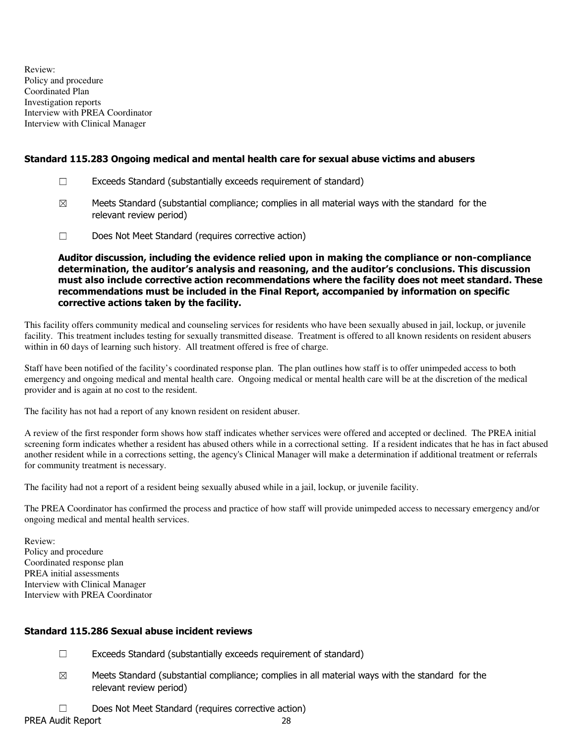Review:
Policy and procedure
Coordinated Plan
Investigation reports
Interview with PREA Coordinator
Interview with Clinical Manager

### Standard 115.283 Ongoing medical and mental health care for sexual abuse victims and abusers

☐ Exceeds Standard (substantially exceeds requirement of standard)

☒ Meets Standard (substantial compliance; complies in all material ways with the standard for the relevant review period)

☐ Does Not Meet Standard (requires corrective action)

**Auditor discussion, including the evidence relied upon in making the compliance or non-compliance determination, the auditor's analysis and reasoning, and the auditor's conclusions. This discussion must also include corrective action recommendations where the facility does not meet standard. These recommendations must be included in the Final Report, accompanied by information on specific corrective actions taken by the facility.**

This facility offers community medical and counseling services for residents who have been sexually abused in jail, lockup, or juvenile facility. This treatment includes testing for sexually transmitted disease. Treatment is offered to all known residents on resident abusers within in 60 days of learning such history. All treatment offered is free of charge.

Staff have been notified of the facility's coordinated response plan. The plan outlines how staff is to offer unimpeded access to both emergency and ongoing medical and mental health care. Ongoing medical or mental health care will be at the discretion of the medical provider and is again at no cost to the resident.

The facility has not had a report of any known resident on resident abuser.

A review of the first responder form shows how staff indicates whether services were offered and accepted or declined. The PREA initial screening form indicates whether a resident has abused others while in a correctional setting. If a resident indicates that he has in fact abused another resident while in a corrections setting, the agency's Clinical Manager will make a determination if additional treatment or referrals for community treatment is necessary.

The facility had not a report of a resident being sexually abused while in a jail, lockup, or juvenile facility.

The PREA Coordinator has confirmed the process and practice of how staff will provide unimpeded access to necessary emergency and/or ongoing medical and mental health services.

Review:
Policy and procedure
Coordinated response plan
PREA initial assessments
Interview with Clinical Manager
Interview with PREA Coordinator

### Standard 115.286 Sexual abuse incident reviews

☐ Exceeds Standard (substantially exceeds requirement of standard)

☒ Meets Standard (substantial compliance; complies in all material ways with the standard for the relevant review period)

☐ Does Not Meet Standard (requires corrective action)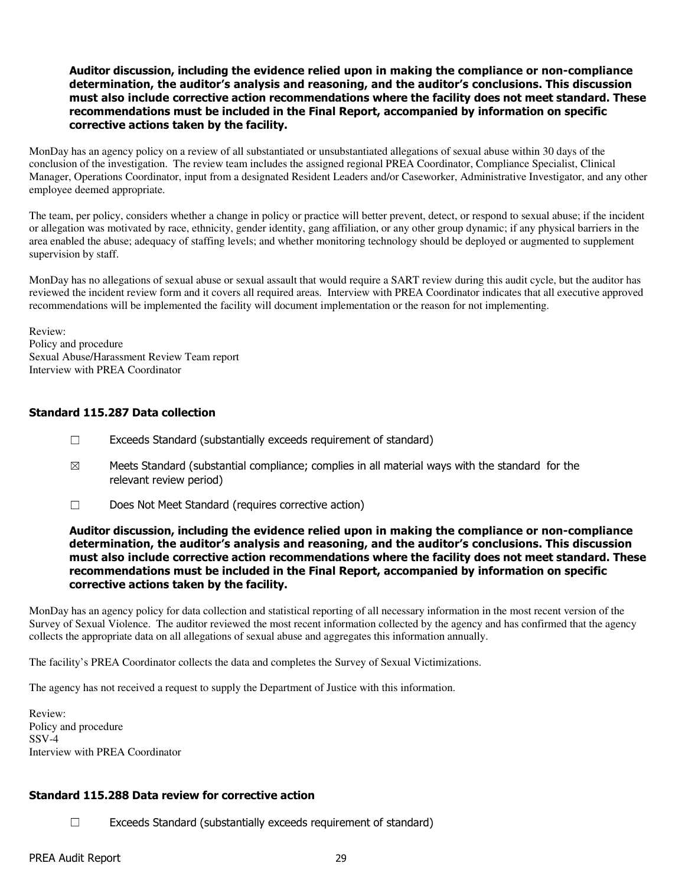**Auditor discussion, including the evidence relied upon in making the compliance or non-compliance determination, the auditor's analysis and reasoning, and the auditor's conclusions. This discussion must also include corrective action recommendations where the facility does not meet standard. These recommendations must be included in the Final Report, accompanied by information on specific corrective actions taken by the facility.**

MonDay has an agency policy on a review of all substantiated or unsubstantiated allegations of sexual abuse within 30 days of the conclusion of the investigation. The review team includes the assigned regional PREA Coordinator, Compliance Specialist, Clinical Manager, Operations Coordinator, input from a designated Resident Leaders and/or Caseworker, Administrative Investigator, and any other employee deemed appropriate.

The team, per policy, considers whether a change in policy or practice will better prevent, detect, or respond to sexual abuse; if the incident or allegation was motivated by race, ethnicity, gender identity, gang affiliation, or any other group dynamic; if any physical barriers in the area enabled the abuse; adequacy of staffing levels; and whether monitoring technology should be deployed or augmented to supplement supervision by staff.

MonDay has no allegations of sexual abuse or sexual assault that would require a SART review during this audit cycle, but the auditor has reviewed the incident review form and it covers all required areas. Interview with PREA Coordinator indicates that all executive approved recommendations will be implemented the facility will document implementation or the reason for not implementing.

Review:
Policy and procedure
Sexual Abuse/Harassment Review Team report
Interview with PREA Coordinator

### Standard 115.287 Data collection

☐ Exceeds Standard (substantially exceeds requirement of standard)

☒ Meets Standard (substantial compliance; complies in all material ways with the standard for the relevant review period)

☐ Does Not Meet Standard (requires corrective action)

**Auditor discussion, including the evidence relied upon in making the compliance or non-compliance determination, the auditor's analysis and reasoning, and the auditor's conclusions. This discussion must also include corrective action recommendations where the facility does not meet standard. These recommendations must be included in the Final Report, accompanied by information on specific corrective actions taken by the facility.**

MonDay has an agency policy for data collection and statistical reporting of all necessary information in the most recent version of the Survey of Sexual Violence. The auditor reviewed the most recent information collected by the agency and has confirmed that the agency collects the appropriate data on all allegations of sexual abuse and aggregates this information annually.

The facility's PREA Coordinator collects the data and completes the Survey of Sexual Victimizations.

The agency has not received a request to supply the Department of Justice with this information.

Review:
Policy and procedure
SSV-4
Interview with PREA Coordinator

### Standard 115.288 Data review for corrective action

☐ Exceeds Standard (substantially exceeds requirement of standard)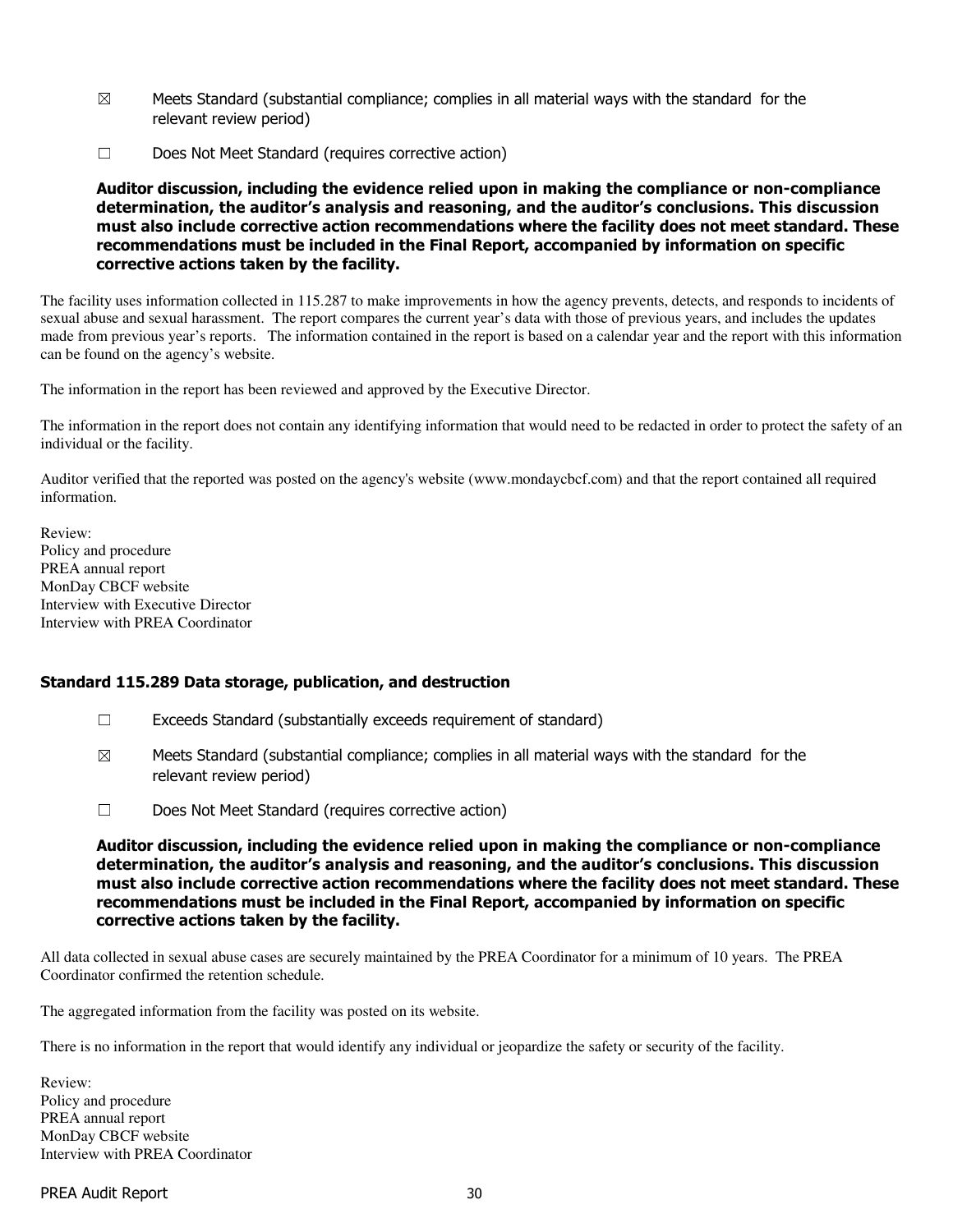☒ Meets Standard (substantial compliance; complies in all material ways with the standard for the relevant review period)

☐ Does Not Meet Standard (requires corrective action)

**Auditor discussion, including the evidence relied upon in making the compliance or non-compliance determination, the auditor's analysis and reasoning, and the auditor's conclusions. This discussion must also include corrective action recommendations where the facility does not meet standard. These recommendations must be included in the Final Report, accompanied by information on specific corrective actions taken by the facility.**

The facility uses information collected in 115.287 to make improvements in how the agency prevents, detects, and responds to incidents of sexual abuse and sexual harassment. The report compares the current year's data with those of previous years, and includes the updates made from previous year's reports. The information contained in the report is based on a calendar year and the report with this information can be found on the agency's website.

The information in the report has been reviewed and approved by the Executive Director.

The information in the report does not contain any identifying information that would need to be redacted in order to protect the safety of an individual or the facility.

Auditor verified that the reported was posted on the agency's website (www.mondaycbcf.com) and that the report contained all required information.

Review:
Policy and procedure
PREA annual report
MonDay CBCF website
Interview with Executive Director
Interview with PREA Coordinator

### Standard 115.289 Data storage, publication, and destruction

☐ Exceeds Standard (substantially exceeds requirement of standard)

☒ Meets Standard (substantial compliance; complies in all material ways with the standard for the relevant review period)

☐ Does Not Meet Standard (requires corrective action)

**Auditor discussion, including the evidence relied upon in making the compliance or non-compliance determination, the auditor's analysis and reasoning, and the auditor's conclusions. This discussion must also include corrective action recommendations where the facility does not meet standard. These recommendations must be included in the Final Report, accompanied by information on specific corrective actions taken by the facility.**

All data collected in sexual abuse cases are securely maintained by the PREA Coordinator for a minimum of 10 years. The PREA Coordinator confirmed the retention schedule.

The aggregated information from the facility was posted on its website.

There is no information in the report that would identify any individual or jeopardize the safety or security of the facility.

Review:
Policy and procedure
PREA annual report
MonDay CBCF website
Interview with PREA Coordinator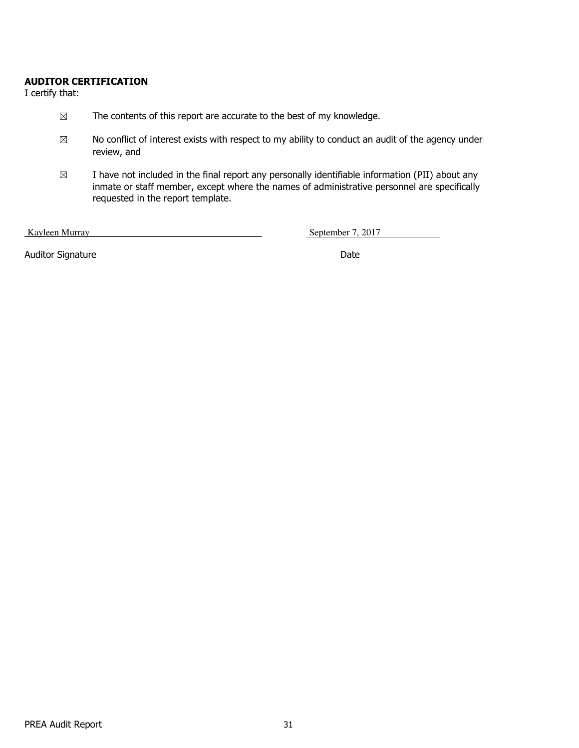**AUDITOR CERTIFICATION**

I certify that:

- ☒ The contents of this report are accurate to the best of my knowledge.
- ☒ No conflict of interest exists with respect to my ability to conduct an audit of the agency under review, and
- ☒ I have not included in the final report any personally identifiable information (PII) about any inmate or staff member, except where the names of administrative personnel are specifically requested in the report template.

Kayleen Murray — September 7, 2017

Auditor Signature — Date